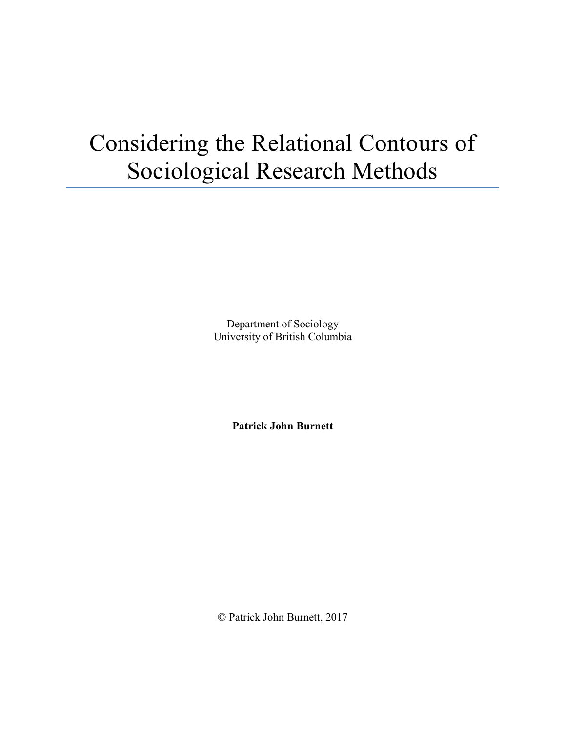# Considering the Relational Contours of Sociological Research Methods

Department of Sociology
University of British Columbia

**Patrick John Burnett**

© Patrick John Burnett, 2017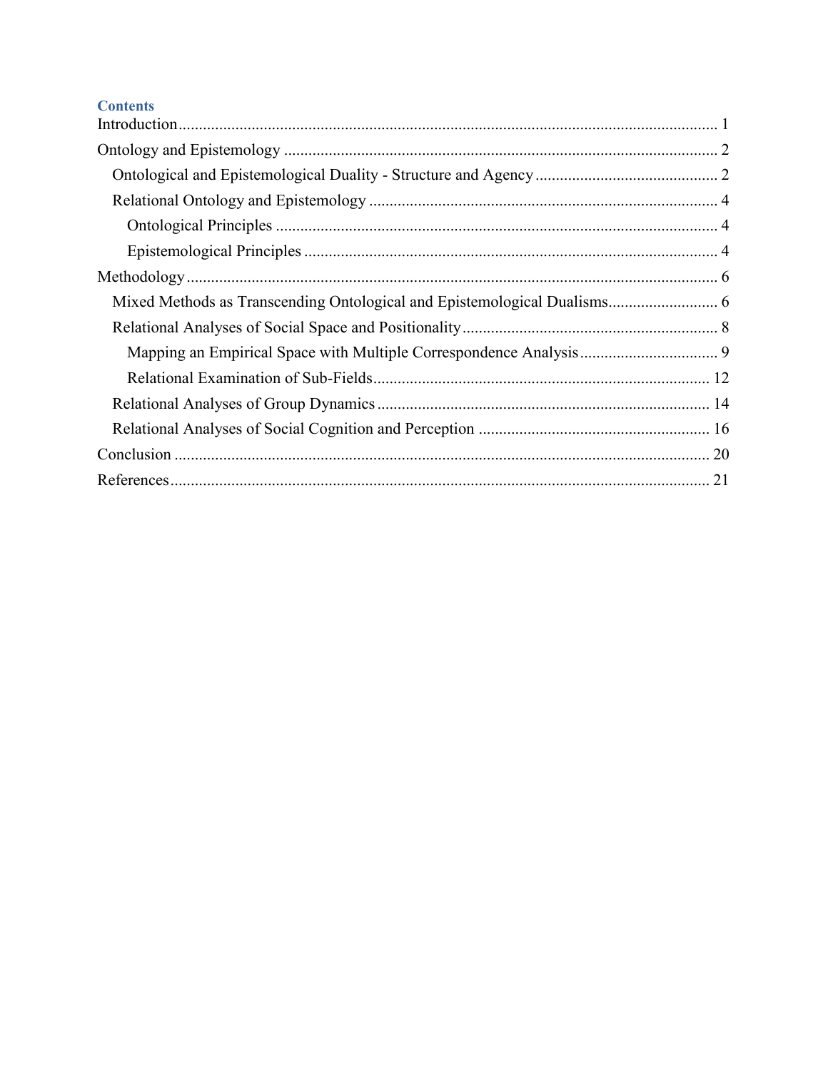## Contents

- Introduction ..... 1
- Ontology and Epistemology ..... 2
  - Ontological and Epistemological Duality - Structure and Agency ..... 2
  - Relational Ontology and Epistemology ..... 4
    - Ontological Principles ..... 4
    - Epistemological Principles ..... 4
- Methodology ..... 6
  - Mixed Methods as Transcending Ontological and Epistemological Dualisms ..... 6
  - Relational Analyses of Social Space and Positionality ..... 8
    - Mapping an Empirical Space with Multiple Correspondence Analysis ..... 9
    - Relational Examination of Sub-Fields ..... 12
  - Relational Analyses of Group Dynamics ..... 14
  - Relational Analyses of Social Cognition and Perception ..... 16
- Conclusion ..... 20
- References ..... 21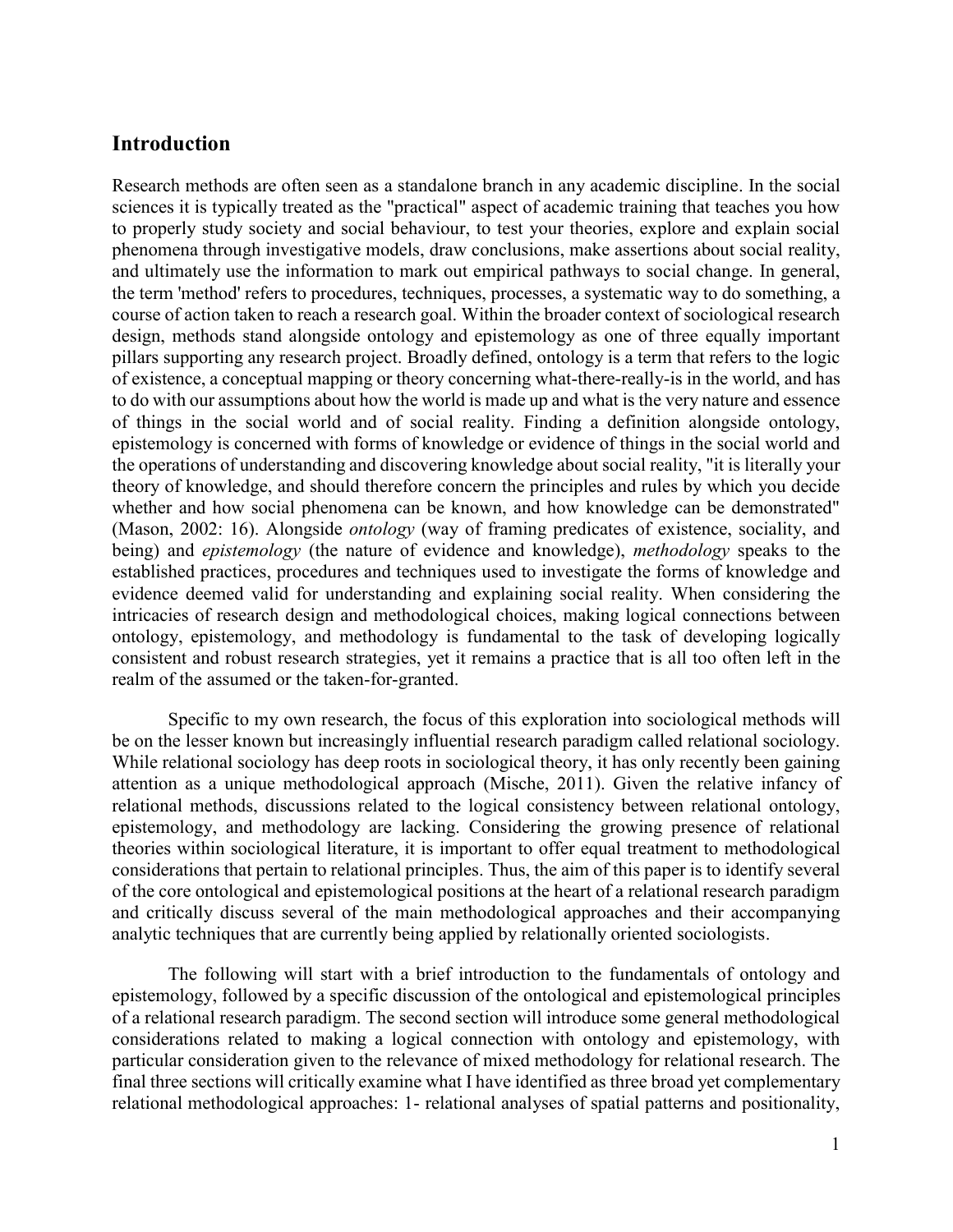## Introduction

Research methods are often seen as a standalone branch in any academic discipline. In the social sciences it is typically treated as the "practical" aspect of academic training that teaches you how to properly study society and social behaviour, to test your theories, explore and explain social phenomena through investigative models, draw conclusions, make assertions about social reality, and ultimately use the information to mark out empirical pathways to social change. In general, the term 'method' refers to procedures, techniques, processes, a systematic way to do something, a course of action taken to reach a research goal. Within the broader context of sociological research design, methods stand alongside ontology and epistemology as one of three equally important pillars supporting any research project. Broadly defined, ontology is a term that refers to the logic of existence, a conceptual mapping or theory concerning what-there-really-is in the world, and has to do with our assumptions about how the world is made up and what is the very nature and essence of things in the social world and of social reality. Finding a definition alongside ontology, epistemology is concerned with forms of knowledge or evidence of things in the social world and the operations of understanding and discovering knowledge about social reality, "it is literally your theory of knowledge, and should therefore concern the principles and rules by which you decide whether and how social phenomena can be known, and how knowledge can be demonstrated" (Mason, 2002: 16). Alongside *ontology* (way of framing predicates of existence, sociality, and being) and *epistemology* (the nature of evidence and knowledge), *methodology* speaks to the established practices, procedures and techniques used to investigate the forms of knowledge and evidence deemed valid for understanding and explaining social reality. When considering the intricacies of research design and methodological choices, making logical connections between ontology, epistemology, and methodology is fundamental to the task of developing logically consistent and robust research strategies, yet it remains a practice that is all too often left in the realm of the assumed or the taken-for-granted.

Specific to my own research, the focus of this exploration into sociological methods will be on the lesser known but increasingly influential research paradigm called relational sociology. While relational sociology has deep roots in sociological theory, it has only recently been gaining attention as a unique methodological approach (Mische, 2011). Given the relative infancy of relational methods, discussions related to the logical consistency between relational ontology, epistemology, and methodology are lacking. Considering the growing presence of relational theories within sociological literature, it is important to offer equal treatment to methodological considerations that pertain to relational principles. Thus, the aim of this paper is to identify several of the core ontological and epistemological positions at the heart of a relational research paradigm and critically discuss several of the main methodological approaches and their accompanying analytic techniques that are currently being applied by relationally oriented sociologists.

The following will start with a brief introduction to the fundamentals of ontology and epistemology, followed by a specific discussion of the ontological and epistemological principles of a relational research paradigm. The second section will introduce some general methodological considerations related to making a logical connection with ontology and epistemology, with particular consideration given to the relevance of mixed methodology for relational research. The final three sections will critically examine what I have identified as three broad yet complementary relational methodological approaches: 1- relational analyses of spatial patterns and positionality,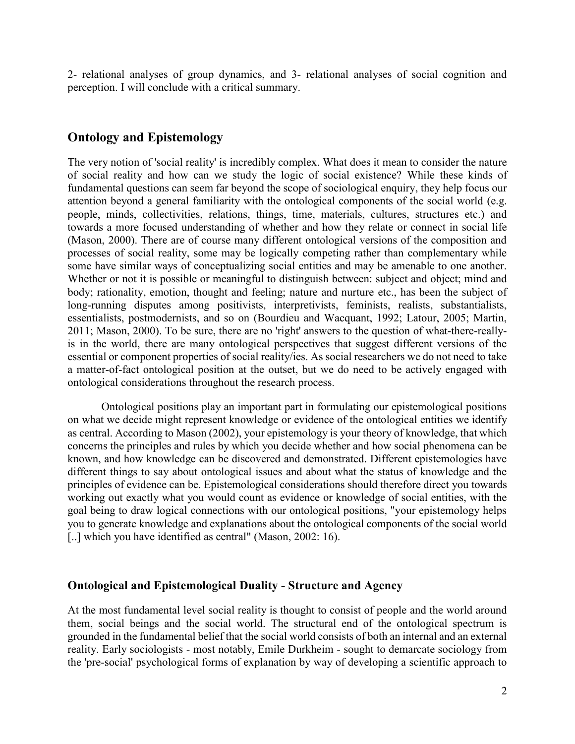2- relational analyses of group dynamics, and 3- relational analyses of social cognition and perception. I will conclude with a critical summary.

## Ontology and Epistemology

The very notion of 'social reality' is incredibly complex. What does it mean to consider the nature of social reality and how can we study the logic of social existence? While these kinds of fundamental questions can seem far beyond the scope of sociological enquiry, they help focus our attention beyond a general familiarity with the ontological components of the social world (e.g. people, minds, collectivities, relations, things, time, materials, cultures, structures etc.) and towards a more focused understanding of whether and how they relate or connect in social life (Mason, 2000). There are of course many different ontological versions of the composition and processes of social reality, some may be logically competing rather than complementary while some have similar ways of conceptualizing social entities and may be amenable to one another. Whether or not it is possible or meaningful to distinguish between: subject and object; mind and body; rationality, emotion, thought and feeling; nature and nurture etc., has been the subject of long-running disputes among positivists, interpretivists, feminists, realists, substantialists, essentialists, postmodernists, and so on (Bourdieu and Wacquant, 1992; Latour, 2005; Martin, 2011; Mason, 2000). To be sure, there are no 'right' answers to the question of what-there-really-is in the world, there are many ontological perspectives that suggest different versions of the essential or component properties of social reality/ies. As social researchers we do not need to take a matter-of-fact ontological position at the outset, but we do need to be actively engaged with ontological considerations throughout the research process.

Ontological positions play an important part in formulating our epistemological positions on what we decide might represent knowledge or evidence of the ontological entities we identify as central. According to Mason (2002), your epistemology is your theory of knowledge, that which concerns the principles and rules by which you decide whether and how social phenomena can be known, and how knowledge can be discovered and demonstrated. Different epistemologies have different things to say about ontological issues and about what the status of knowledge and the principles of evidence can be. Epistemological considerations should therefore direct you towards working out exactly what you would count as evidence or knowledge of social entities, with the goal being to draw logical connections with our ontological positions, "your epistemology helps you to generate knowledge and explanations about the ontological components of the social world [..] which you have identified as central" (Mason, 2002: 16).

### Ontological and Epistemological Duality - Structure and Agency

At the most fundamental level social reality is thought to consist of people and the world around them, social beings and the social world. The structural end of the ontological spectrum is grounded in the fundamental belief that the social world consists of both an internal and an external reality. Early sociologists - most notably, Emile Durkheim - sought to demarcate sociology from the 'pre-social' psychological forms of explanation by way of developing a scientific approach to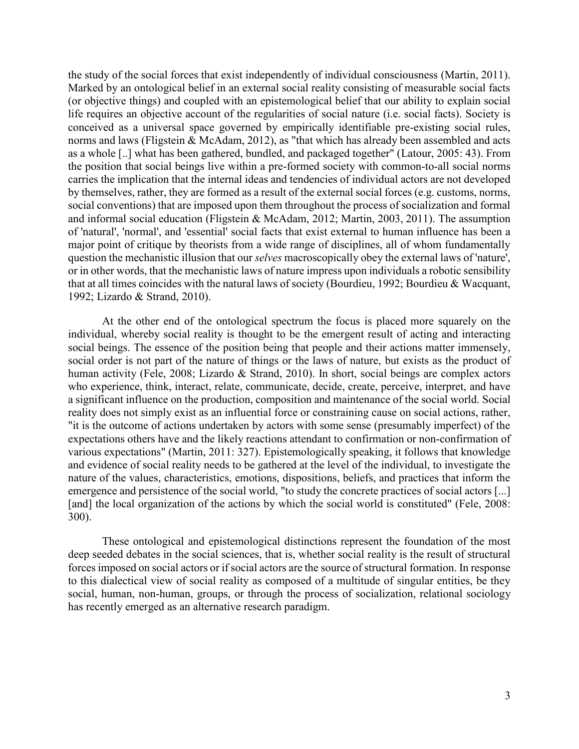the study of the social forces that exist independently of individual consciousness (Martin, 2011). Marked by an ontological belief in an external social reality consisting of measurable social facts (or objective things) and coupled with an epistemological belief that our ability to explain social life requires an objective account of the regularities of social nature (i.e. social facts). Society is conceived as a universal space governed by empirically identifiable pre-existing social rules, norms and laws (Fligstein & McAdam, 2012), as "that which has already been assembled and acts as a whole [..] what has been gathered, bundled, and packaged together" (Latour, 2005: 43). From the position that social beings live within a pre-formed society with common-to-all social norms carries the implication that the internal ideas and tendencies of individual actors are not developed by themselves, rather, they are formed as a result of the external social forces (e.g. customs, norms, social conventions) that are imposed upon them throughout the process of socialization and formal and informal social education (Fligstein & McAdam, 2012; Martin, 2003, 2011). The assumption of 'natural', 'normal', and 'essential' social facts that exist external to human influence has been a major point of critique by theorists from a wide range of disciplines, all of whom fundamentally question the mechanistic illusion that our *selves* macroscopically obey the external laws of 'nature', or in other words, that the mechanistic laws of nature impress upon individuals a robotic sensibility that at all times coincides with the natural laws of society (Bourdieu, 1992; Bourdieu & Wacquant, 1992; Lizardo & Strand, 2010).

At the other end of the ontological spectrum the focus is placed more squarely on the individual, whereby social reality is thought to be the emergent result of acting and interacting social beings. The essence of the position being that people and their actions matter immensely, social order is not part of the nature of things or the laws of nature, but exists as the product of human activity (Fele, 2008; Lizardo & Strand, 2010). In short, social beings are complex actors who experience, think, interact, relate, communicate, decide, create, perceive, interpret, and have a significant influence on the production, composition and maintenance of the social world. Social reality does not simply exist as an influential force or constraining cause on social actions, rather, "it is the outcome of actions undertaken by actors with some sense (presumably imperfect) of the expectations others have and the likely reactions attendant to confirmation or non-confirmation of various expectations" (Martin, 2011: 327). Epistemologically speaking, it follows that knowledge and evidence of social reality needs to be gathered at the level of the individual, to investigate the nature of the values, characteristics, emotions, dispositions, beliefs, and practices that inform the emergence and persistence of the social world, "to study the concrete practices of social actors [...] [and] the local organization of the actions by which the social world is constituted" (Fele, 2008: 300).

These ontological and epistemological distinctions represent the foundation of the most deep seeded debates in the social sciences, that is, whether social reality is the result of structural forces imposed on social actors or if social actors are the source of structural formation. In response to this dialectical view of social reality as composed of a multitude of singular entities, be they social, human, non-human, groups, or through the process of socialization, relational sociology has recently emerged as an alternative research paradigm.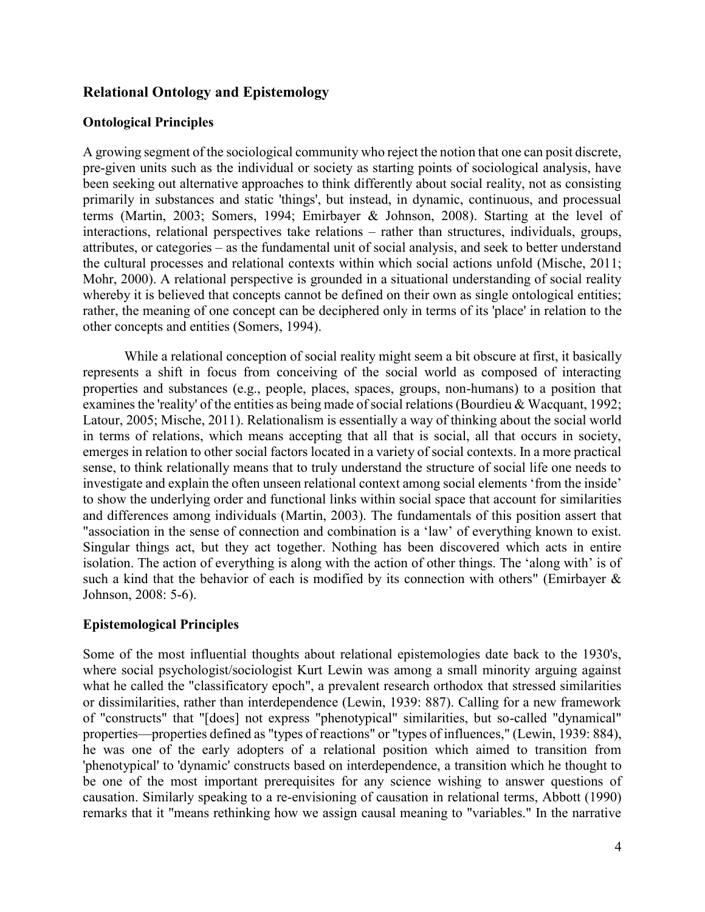## Relational Ontology and Epistemology

### Ontological Principles

A growing segment of the sociological community who reject the notion that one can posit discrete, pre-given units such as the individual or society as starting points of sociological analysis, have been seeking out alternative approaches to think differently about social reality, not as consisting primarily in substances and static 'things', but instead, in dynamic, continuous, and processual terms (Martin, 2003; Somers, 1994; Emirbayer & Johnson, 2008). Starting at the level of interactions, relational perspectives take relations – rather than structures, individuals, groups, attributes, or categories – as the fundamental unit of social analysis, and seek to better understand the cultural processes and relational contexts within which social actions unfold (Mische, 2011; Mohr, 2000). A relational perspective is grounded in a situational understanding of social reality whereby it is believed that concepts cannot be defined on their own as single ontological entities; rather, the meaning of one concept can be deciphered only in terms of its 'place' in relation to the other concepts and entities (Somers, 1994).

While a relational conception of social reality might seem a bit obscure at first, it basically represents a shift in focus from conceiving of the social world as composed of interacting properties and substances (e.g., people, places, spaces, groups, non-humans) to a position that examines the 'reality' of the entities as being made of social relations (Bourdieu & Wacquant, 1992; Latour, 2005; Mische, 2011). Relationalism is essentially a way of thinking about the social world in terms of relations, which means accepting that all that is social, all that occurs in society, emerges in relation to other social factors located in a variety of social contexts. In a more practical sense, to think relationally means that to truly understand the structure of social life one needs to investigate and explain the often unseen relational context among social elements 'from the inside' to show the underlying order and functional links within social space that account for similarities and differences among individuals (Martin, 2003). The fundamentals of this position assert that "association in the sense of connection and combination is a 'law' of everything known to exist. Singular things act, but they act together. Nothing has been discovered which acts in entire isolation. The action of everything is along with the action of other things. The 'along with' is of such a kind that the behavior of each is modified by its connection with others" (Emirbayer & Johnson, 2008: 5-6).

### Epistemological Principles

Some of the most influential thoughts about relational epistemologies date back to the 1930's, where social psychologist/sociologist Kurt Lewin was among a small minority arguing against what he called the "classificatory epoch", a prevalent research orthodox that stressed similarities or dissimilarities, rather than interdependence (Lewin, 1939: 887). Calling for a new framework of "constructs" that "[does] not express "phenotypical" similarities, but so-called "dynamical" properties—properties defined as "types of reactions" or "types of influences," (Lewin, 1939: 884), he was one of the early adopters of a relational position which aimed to transition from 'phenotypical' to 'dynamic' constructs based on interdependence, a transition which he thought to be one of the most important prerequisites for any science wishing to answer questions of causation. Similarly speaking to a re-envisioning of causation in relational terms, Abbott (1990) remarks that it "means rethinking how we assign causal meaning to "variables." In the narrative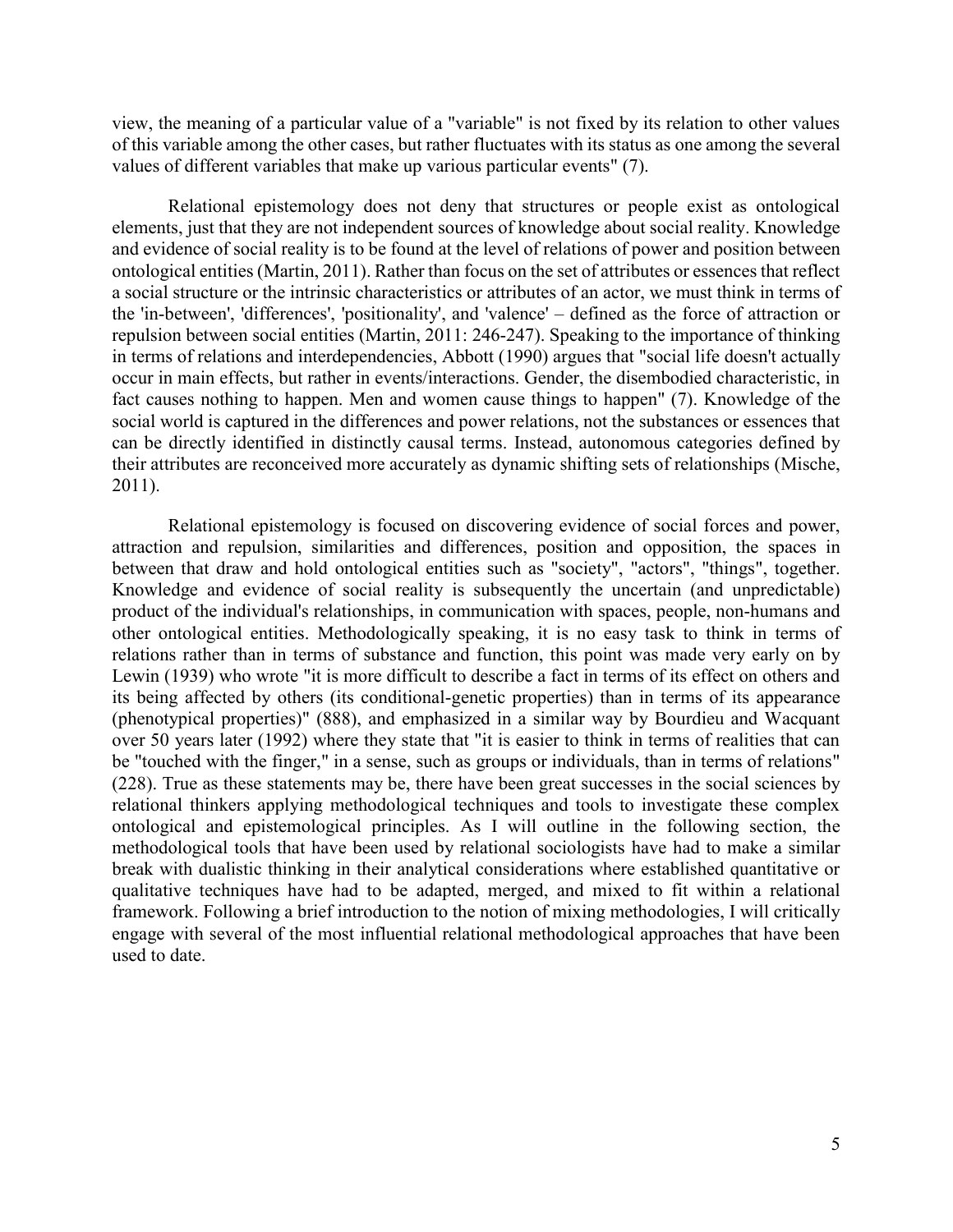view, the meaning of a particular value of a "variable" is not fixed by its relation to other values of this variable among the other cases, but rather fluctuates with its status as one among the several values of different variables that make up various particular events" (7).

Relational epistemology does not deny that structures or people exist as ontological elements, just that they are not independent sources of knowledge about social reality. Knowledge and evidence of social reality is to be found at the level of relations of power and position between ontological entities (Martin, 2011). Rather than focus on the set of attributes or essences that reflect a social structure or the intrinsic characteristics or attributes of an actor, we must think in terms of the 'in-between', 'differences', 'positionality', and 'valence' – defined as the force of attraction or repulsion between social entities (Martin, 2011: 246-247). Speaking to the importance of thinking in terms of relations and interdependencies, Abbott (1990) argues that "social life doesn't actually occur in main effects, but rather in events/interactions. Gender, the disembodied characteristic, in fact causes nothing to happen. Men and women cause things to happen" (7). Knowledge of the social world is captured in the differences and power relations, not the substances or essences that can be directly identified in distinctly causal terms. Instead, autonomous categories defined by their attributes are reconceived more accurately as dynamic shifting sets of relationships (Mische, 2011).

Relational epistemology is focused on discovering evidence of social forces and power, attraction and repulsion, similarities and differences, position and opposition, the spaces in between that draw and hold ontological entities such as "society", "actors", "things", together. Knowledge and evidence of social reality is subsequently the uncertain (and unpredictable) product of the individual's relationships, in communication with spaces, people, non-humans and other ontological entities. Methodologically speaking, it is no easy task to think in terms of relations rather than in terms of substance and function, this point was made very early on by Lewin (1939) who wrote "it is more difficult to describe a fact in terms of its effect on others and its being affected by others (its conditional-genetic properties) than in terms of its appearance (phenotypical properties)" (888), and emphasized in a similar way by Bourdieu and Wacquant over 50 years later (1992) where they state that "it is easier to think in terms of realities that can be "touched with the finger," in a sense, such as groups or individuals, than in terms of relations" (228). True as these statements may be, there have been great successes in the social sciences by relational thinkers applying methodological techniques and tools to investigate these complex ontological and epistemological principles. As I will outline in the following section, the methodological tools that have been used by relational sociologists have had to make a similar break with dualistic thinking in their analytical considerations where established quantitative or qualitative techniques have had to be adapted, merged, and mixed to fit within a relational framework. Following a brief introduction to the notion of mixing methodologies, I will critically engage with several of the most influential relational methodological approaches that have been used to date.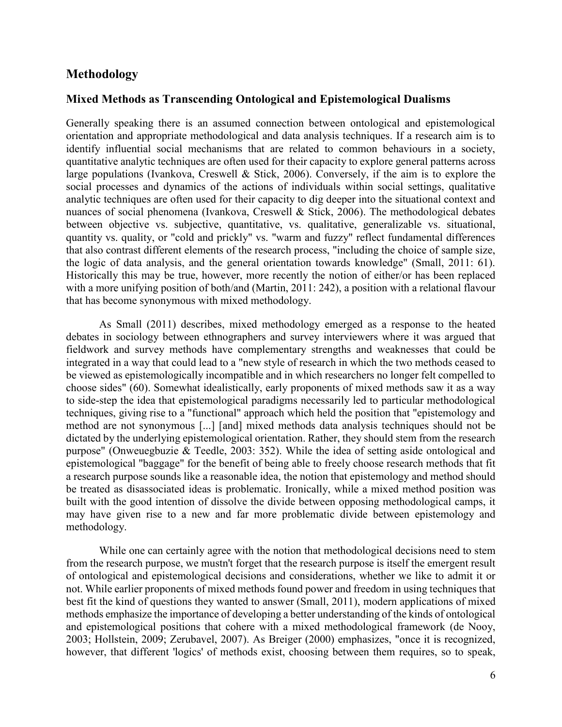## Methodology

### Mixed Methods as Transcending Ontological and Epistemological Dualisms

Generally speaking there is an assumed connection between ontological and epistemological orientation and appropriate methodological and data analysis techniques. If a research aim is to identify influential social mechanisms that are related to common behaviours in a society, quantitative analytic techniques are often used for their capacity to explore general patterns across large populations (Ivankova, Creswell & Stick, 2006). Conversely, if the aim is to explore the social processes and dynamics of the actions of individuals within social settings, qualitative analytic techniques are often used for their capacity to dig deeper into the situational context and nuances of social phenomena (Ivankova, Creswell & Stick, 2006). The methodological debates between objective vs. subjective, quantitative, vs. qualitative, generalizable vs. situational, quantity vs. quality, or "cold and prickly" vs. "warm and fuzzy" reflect fundamental differences that also contrast different elements of the research process, "including the choice of sample size, the logic of data analysis, and the general orientation towards knowledge" (Small, 2011: 61). Historically this may be true, however, more recently the notion of either/or has been replaced with a more unifying position of both/and (Martin, 2011: 242), a position with a relational flavour that has become synonymous with mixed methodology.

As Small (2011) describes, mixed methodology emerged as a response to the heated debates in sociology between ethnographers and survey interviewers where it was argued that fieldwork and survey methods have complementary strengths and weaknesses that could be integrated in a way that could lead to a "new style of research in which the two methods ceased to be viewed as epistemologically incompatible and in which researchers no longer felt compelled to choose sides" (60). Somewhat idealistically, early proponents of mixed methods saw it as a way to side-step the idea that epistemological paradigms necessarily led to particular methodological techniques, giving rise to a "functional" approach which held the position that "epistemology and method are not synonymous [...] [and] mixed methods data analysis techniques should not be dictated by the underlying epistemological orientation. Rather, they should stem from the research purpose" (Onweuegbuzie & Teedle, 2003: 352). While the idea of setting aside ontological and epistemological "baggage" for the benefit of being able to freely choose research methods that fit a research purpose sounds like a reasonable idea, the notion that epistemology and method should be treated as disassociated ideas is problematic. Ironically, while a mixed method position was built with the good intention of dissolve the divide between opposing methodological camps, it may have given rise to a new and far more problematic divide between epistemology and methodology.

While one can certainly agree with the notion that methodological decisions need to stem from the research purpose, we mustn't forget that the research purpose is itself the emergent result of ontological and epistemological decisions and considerations, whether we like to admit it or not. While earlier proponents of mixed methods found power and freedom in using techniques that best fit the kind of questions they wanted to answer (Small, 2011), modern applications of mixed methods emphasize the importance of developing a better understanding of the kinds of ontological and epistemological positions that cohere with a mixed methodological framework (de Nooy, 2003; Hollstein, 2009; Zerubavel, 2007). As Breiger (2000) emphasizes, "once it is recognized, however, that different 'logics' of methods exist, choosing between them requires, so to speak,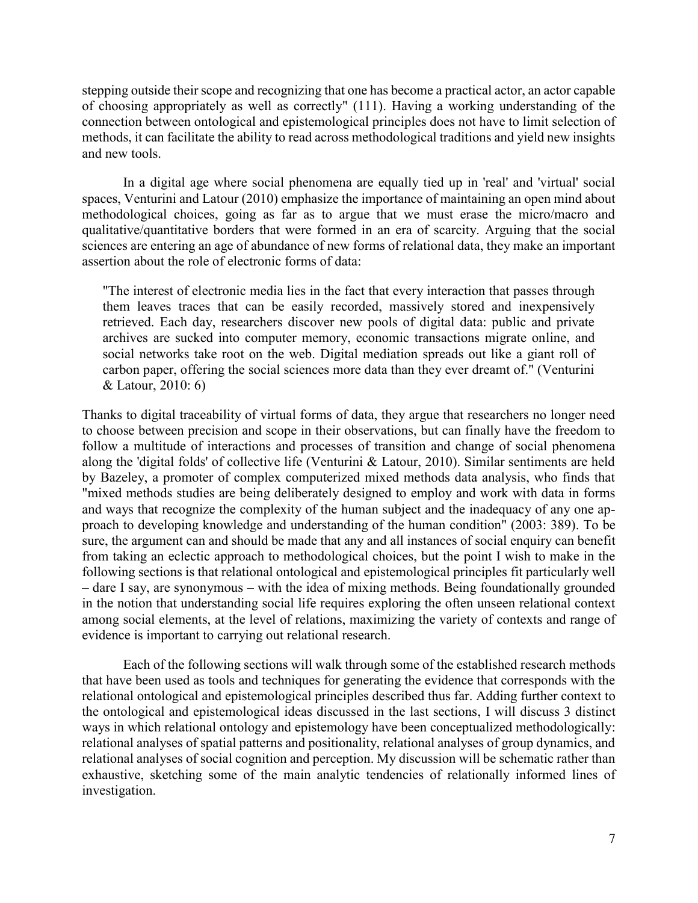stepping outside their scope and recognizing that one has become a practical actor, an actor capable of choosing appropriately as well as correctly" (111). Having a working understanding of the connection between ontological and epistemological principles does not have to limit selection of methods, it can facilitate the ability to read across methodological traditions and yield new insights and new tools.

In a digital age where social phenomena are equally tied up in 'real' and 'virtual' social spaces, Venturini and Latour (2010) emphasize the importance of maintaining an open mind about methodological choices, going as far as to argue that we must erase the micro/macro and qualitative/quantitative borders that were formed in an era of scarcity. Arguing that the social sciences are entering an age of abundance of new forms of relational data, they make an important assertion about the role of electronic forms of data:

> "The interest of electronic media lies in the fact that every interaction that passes through them leaves traces that can be easily recorded, massively stored and inexpensively retrieved. Each day, researchers discover new pools of digital data: public and private archives are sucked into computer memory, economic transactions migrate online, and social networks take root on the web. Digital mediation spreads out like a giant roll of carbon paper, offering the social sciences more data than they ever dreamt of." (Venturini & Latour, 2010: 6)

Thanks to digital traceability of virtual forms of data, they argue that researchers no longer need to choose between precision and scope in their observations, but can finally have the freedom to follow a multitude of interactions and processes of transition and change of social phenomena along the 'digital folds' of collective life (Venturini & Latour, 2010). Similar sentiments are held by Bazeley, a promoter of complex computerized mixed methods data analysis, who finds that "mixed methods studies are being deliberately designed to employ and work with data in forms and ways that recognize the complexity of the human subject and the inadequacy of any one approach to developing knowledge and understanding of the human condition" (2003: 389). To be sure, the argument can and should be made that any and all instances of social enquiry can benefit from taking an eclectic approach to methodological choices, but the point I wish to make in the following sections is that relational ontological and epistemological principles fit particularly well – dare I say, are synonymous – with the idea of mixing methods. Being foundationally grounded in the notion that understanding social life requires exploring the often unseen relational context among social elements, at the level of relations, maximizing the variety of contexts and range of evidence is important to carrying out relational research.

Each of the following sections will walk through some of the established research methods that have been used as tools and techniques for generating the evidence that corresponds with the relational ontological and epistemological principles described thus far. Adding further context to the ontological and epistemological ideas discussed in the last sections, I will discuss 3 distinct ways in which relational ontology and epistemology have been conceptualized methodologically: relational analyses of spatial patterns and positionality, relational analyses of group dynamics, and relational analyses of social cognition and perception. My discussion will be schematic rather than exhaustive, sketching some of the main analytic tendencies of relationally informed lines of investigation.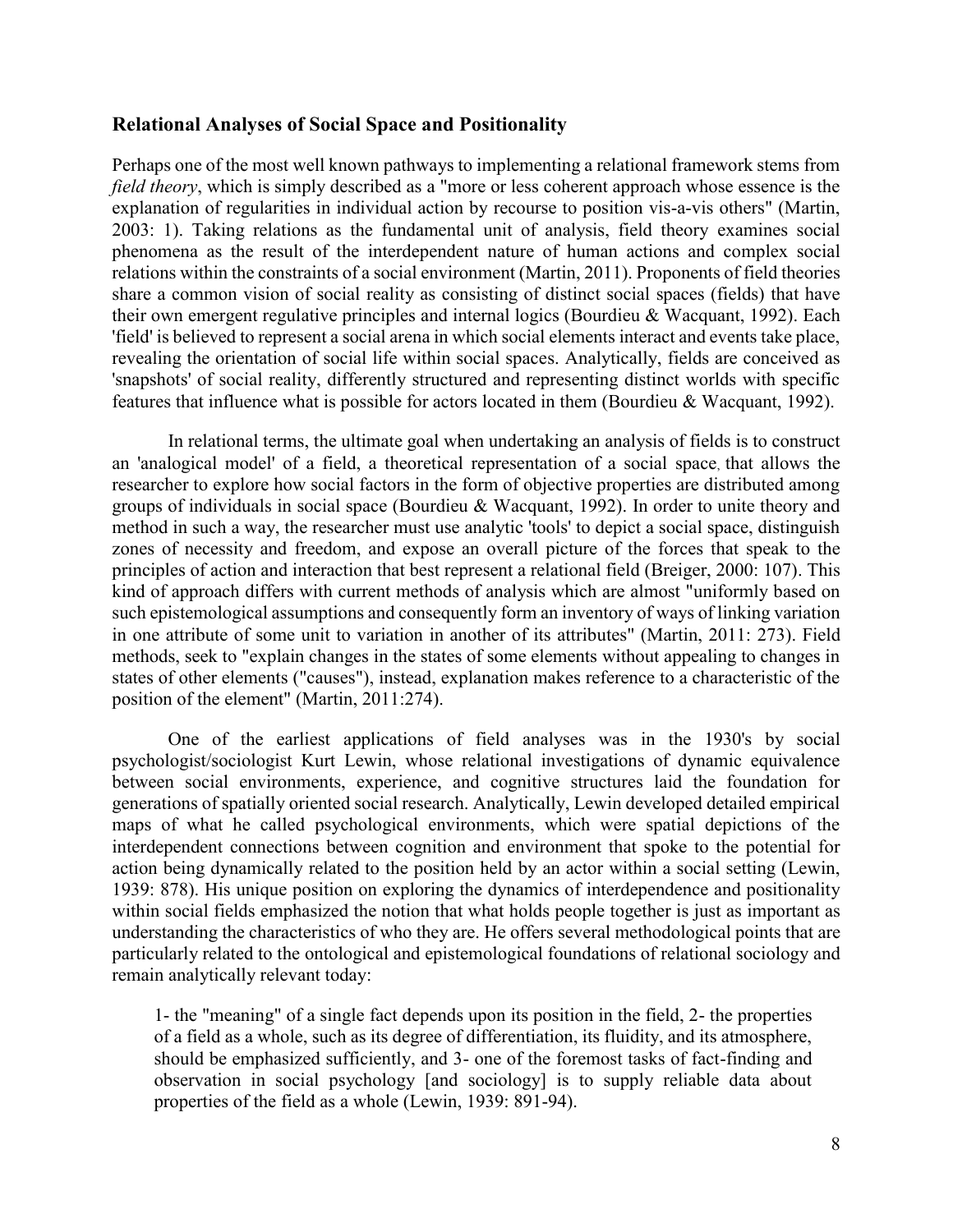## Relational Analyses of Social Space and Positionality

Perhaps one of the most well known pathways to implementing a relational framework stems from *field theory*, which is simply described as a "more or less coherent approach whose essence is the explanation of regularities in individual action by recourse to position vis-a-vis others" (Martin, 2003: 1). Taking relations as the fundamental unit of analysis, field theory examines social phenomena as the result of the interdependent nature of human actions and complex social relations within the constraints of a social environment (Martin, 2011). Proponents of field theories share a common vision of social reality as consisting of distinct social spaces (fields) that have their own emergent regulative principles and internal logics (Bourdieu & Wacquant, 1992). Each 'field' is believed to represent a social arena in which social elements interact and events take place, revealing the orientation of social life within social spaces. Analytically, fields are conceived as 'snapshots' of social reality, differently structured and representing distinct worlds with specific features that influence what is possible for actors located in them (Bourdieu & Wacquant, 1992).

In relational terms, the ultimate goal when undertaking an analysis of fields is to construct an 'analogical model' of a field, a theoretical representation of a social space, that allows the researcher to explore how social factors in the form of objective properties are distributed among groups of individuals in social space (Bourdieu & Wacquant, 1992). In order to unite theory and method in such a way, the researcher must use analytic 'tools' to depict a social space, distinguish zones of necessity and freedom, and expose an overall picture of the forces that speak to the principles of action and interaction that best represent a relational field (Breiger, 2000: 107). This kind of approach differs with current methods of analysis which are almost "uniformly based on such epistemological assumptions and consequently form an inventory of ways of linking variation in one attribute of some unit to variation in another of its attributes" (Martin, 2011: 273). Field methods, seek to "explain changes in the states of some elements without appealing to changes in states of other elements ("causes"), instead, explanation makes reference to a characteristic of the position of the element" (Martin, 2011:274).

One of the earliest applications of field analyses was in the 1930's by social psychologist/sociologist Kurt Lewin, whose relational investigations of dynamic equivalence between social environments, experience, and cognitive structures laid the foundation for generations of spatially oriented social research. Analytically, Lewin developed detailed empirical maps of what he called psychological environments, which were spatial depictions of the interdependent connections between cognition and environment that spoke to the potential for action being dynamically related to the position held by an actor within a social setting (Lewin, 1939: 878). His unique position on exploring the dynamics of interdependence and positionality within social fields emphasized the notion that what holds people together is just as important as understanding the characteristics of who they are. He offers several methodological points that are particularly related to the ontological and epistemological foundations of relational sociology and remain analytically relevant today:

> 1- the "meaning" of a single fact depends upon its position in the field, 2- the properties of a field as a whole, such as its degree of differentiation, its fluidity, and its atmosphere, should be emphasized sufficiently, and 3- one of the foremost tasks of fact-finding and observation in social psychology [and sociology] is to supply reliable data about properties of the field as a whole (Lewin, 1939: 891-94).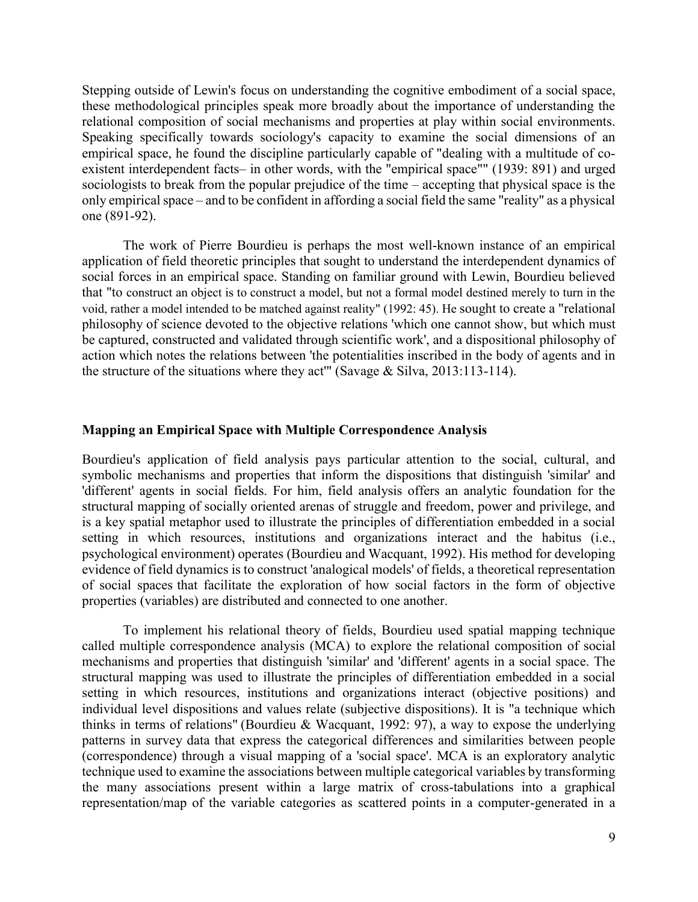Stepping outside of Lewin's focus on understanding the cognitive embodiment of a social space, these methodological principles speak more broadly about the importance of understanding the relational composition of social mechanisms and properties at play within social environments. Speaking specifically towards sociology's capacity to examine the social dimensions of an empirical space, he found the discipline particularly capable of "dealing with a multitude of co-existent interdependent facts– in other words, with the "empirical space"" (1939: 891) and urged sociologists to break from the popular prejudice of the time – accepting that physical space is the only empirical space – and to be confident in affording a social field the same "reality" as a physical one (891-92).

The work of Pierre Bourdieu is perhaps the most well-known instance of an empirical application of field theoretic principles that sought to understand the interdependent dynamics of social forces in an empirical space. Standing on familiar ground with Lewin, Bourdieu believed that "to construct an object is to construct a model, but not a formal model destined merely to turn in the void, rather a model intended to be matched against reality" (1992: 45). He sought to create a "relational philosophy of science devoted to the objective relations 'which one cannot show, but which must be captured, constructed and validated through scientific work', and a dispositional philosophy of action which notes the relations between 'the potentialities inscribed in the body of agents and in the structure of the situations where they act'" (Savage & Silva, 2013:113-114).

## Mapping an Empirical Space with Multiple Correspondence Analysis

Bourdieu's application of field analysis pays particular attention to the social, cultural, and symbolic mechanisms and properties that inform the dispositions that distinguish 'similar' and 'different' agents in social fields. For him, field analysis offers an analytic foundation for the structural mapping of socially oriented arenas of struggle and freedom, power and privilege, and is a key spatial metaphor used to illustrate the principles of differentiation embedded in a social setting in which resources, institutions and organizations interact and the habitus (i.e., psychological environment) operates (Bourdieu and Wacquant, 1992). His method for developing evidence of field dynamics is to construct 'analogical models' of fields, a theoretical representation of social spaces that facilitate the exploration of how social factors in the form of objective properties (variables) are distributed and connected to one another.

To implement his relational theory of fields, Bourdieu used spatial mapping technique called multiple correspondence analysis (MCA) to explore the relational composition of social mechanisms and properties that distinguish 'similar' and 'different' agents in a social space. The structural mapping was used to illustrate the principles of differentiation embedded in a social setting in which resources, institutions and organizations interact (objective positions) and individual level dispositions and values relate (subjective dispositions). It is "a technique which thinks in terms of relations" (Bourdieu & Wacquant, 1992: 97), a way to expose the underlying patterns in survey data that express the categorical differences and similarities between people (correspondence) through a visual mapping of a 'social space'. MCA is an exploratory analytic technique used to examine the associations between multiple categorical variables by transforming the many associations present within a large matrix of cross-tabulations into a graphical representation/map of the variable categories as scattered points in a computer-generated in a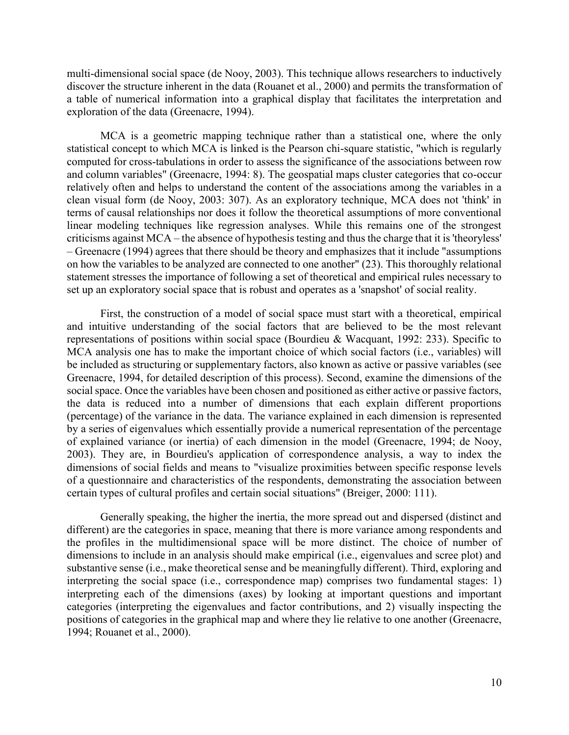multi-dimensional social space (de Nooy, 2003). This technique allows researchers to inductively discover the structure inherent in the data (Rouanet et al., 2000) and permits the transformation of a table of numerical information into a graphical display that facilitates the interpretation and exploration of the data (Greenacre, 1994).

MCA is a geometric mapping technique rather than a statistical one, where the only statistical concept to which MCA is linked is the Pearson chi-square statistic, "which is regularly computed for cross-tabulations in order to assess the significance of the associations between row and column variables" (Greenacre, 1994: 8). The geospatial maps cluster categories that co-occur relatively often and helps to understand the content of the associations among the variables in a clean visual form (de Nooy, 2003: 307). As an exploratory technique, MCA does not 'think' in terms of causal relationships nor does it follow the theoretical assumptions of more conventional linear modeling techniques like regression analyses. While this remains one of the strongest criticisms against MCA – the absence of hypothesis testing and thus the charge that it is 'theoryless' – Greenacre (1994) agrees that there should be theory and emphasizes that it include "assumptions on how the variables to be analyzed are connected to one another" (23). This thoroughly relational statement stresses the importance of following a set of theoretical and empirical rules necessary to set up an exploratory social space that is robust and operates as a 'snapshot' of social reality.

First, the construction of a model of social space must start with a theoretical, empirical and intuitive understanding of the social factors that are believed to be the most relevant representations of positions within social space (Bourdieu & Wacquant, 1992: 233). Specific to MCA analysis one has to make the important choice of which social factors (i.e., variables) will be included as structuring or supplementary factors, also known as active or passive variables (see Greenacre, 1994, for detailed description of this process). Second, examine the dimensions of the social space. Once the variables have been chosen and positioned as either active or passive factors, the data is reduced into a number of dimensions that each explain different proportions (percentage) of the variance in the data. The variance explained in each dimension is represented by a series of eigenvalues which essentially provide a numerical representation of the percentage of explained variance (or inertia) of each dimension in the model (Greenacre, 1994; de Nooy, 2003). They are, in Bourdieu's application of correspondence analysis, a way to index the dimensions of social fields and means to "visualize proximities between specific response levels of a questionnaire and characteristics of the respondents, demonstrating the association between certain types of cultural profiles and certain social situations" (Breiger, 2000: 111).

Generally speaking, the higher the inertia, the more spread out and dispersed (distinct and different) are the categories in space, meaning that there is more variance among respondents and the profiles in the multidimensional space will be more distinct. The choice of number of dimensions to include in an analysis should make empirical (i.e., eigenvalues and scree plot) and substantive sense (i.e., make theoretical sense and be meaningfully different). Third, exploring and interpreting the social space (i.e., correspondence map) comprises two fundamental stages: 1) interpreting each of the dimensions (axes) by looking at important questions and important categories (interpreting the eigenvalues and factor contributions, and 2) visually inspecting the positions of categories in the graphical map and where they lie relative to one another (Greenacre, 1994; Rouanet et al., 2000).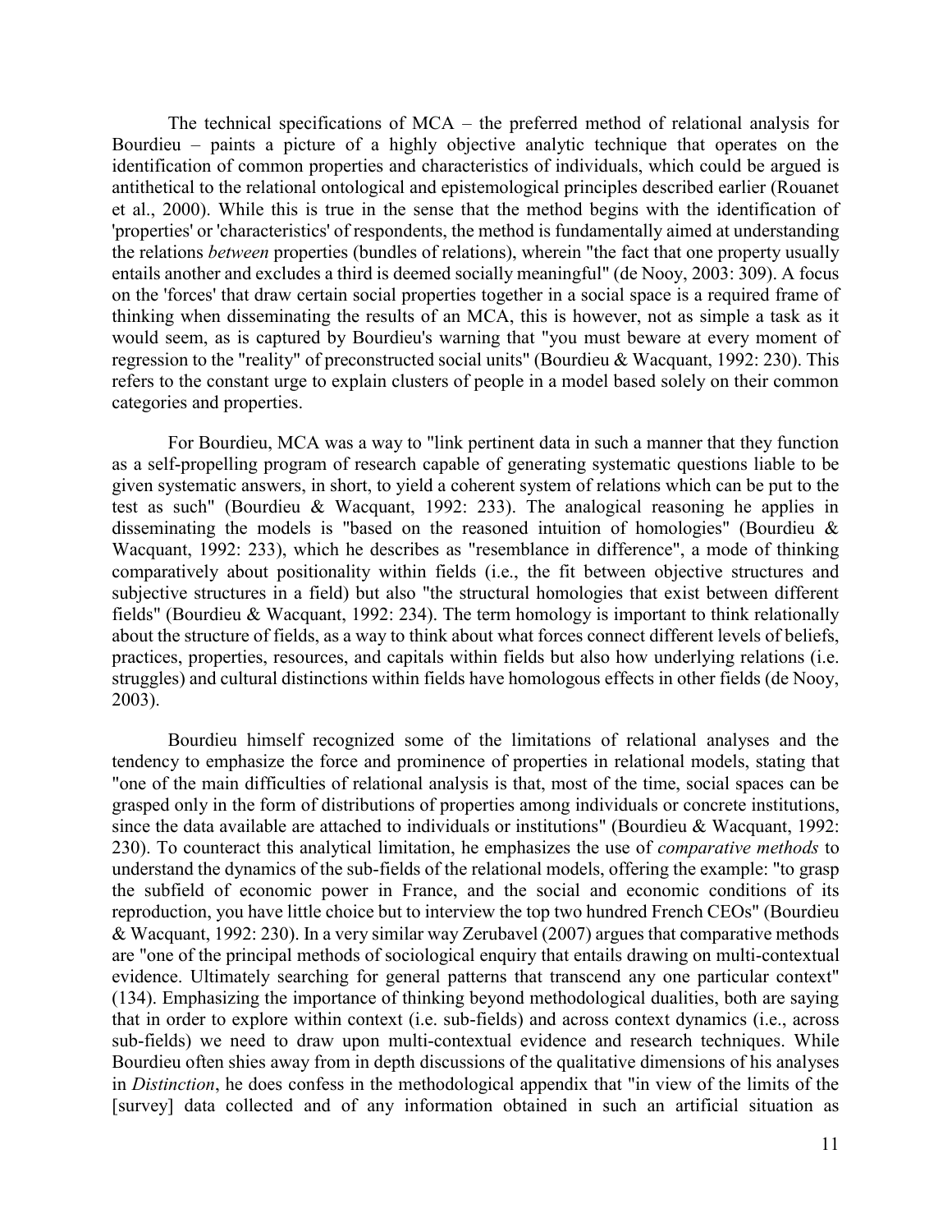The technical specifications of MCA – the preferred method of relational analysis for Bourdieu – paints a picture of a highly objective analytic technique that operates on the identification of common properties and characteristics of individuals, which could be argued is antithetical to the relational ontological and epistemological principles described earlier (Rouanet et al., 2000). While this is true in the sense that the method begins with the identification of 'properties' or 'characteristics' of respondents, the method is fundamentally aimed at understanding the relations *between* properties (bundles of relations), wherein "the fact that one property usually entails another and excludes a third is deemed socially meaningful" (de Nooy, 2003: 309). A focus on the 'forces' that draw certain social properties together in a social space is a required frame of thinking when disseminating the results of an MCA, this is however, not as simple a task as it would seem, as is captured by Bourdieu's warning that "you must beware at every moment of regression to the "reality" of preconstructed social units" (Bourdieu & Wacquant, 1992: 230). This refers to the constant urge to explain clusters of people in a model based solely on their common categories and properties.

For Bourdieu, MCA was a way to "link pertinent data in such a manner that they function as a self-propelling program of research capable of generating systematic questions liable to be given systematic answers, in short, to yield a coherent system of relations which can be put to the test as such" (Bourdieu & Wacquant, 1992: 233). The analogical reasoning he applies in disseminating the models is "based on the reasoned intuition of homologies" (Bourdieu & Wacquant, 1992: 233), which he describes as "resemblance in difference", a mode of thinking comparatively about positionality within fields (i.e., the fit between objective structures and subjective structures in a field) but also "the structural homologies that exist between different fields" (Bourdieu & Wacquant, 1992: 234). The term homology is important to think relationally about the structure of fields, as a way to think about what forces connect different levels of beliefs, practices, properties, resources, and capitals within fields but also how underlying relations (i.e. struggles) and cultural distinctions within fields have homologous effects in other fields (de Nooy, 2003).

Bourdieu himself recognized some of the limitations of relational analyses and the tendency to emphasize the force and prominence of properties in relational models, stating that "one of the main difficulties of relational analysis is that, most of the time, social spaces can be grasped only in the form of distributions of properties among individuals or concrete institutions, since the data available are attached to individuals or institutions" (Bourdieu & Wacquant, 1992: 230). To counteract this analytical limitation, he emphasizes the use of *comparative methods* to understand the dynamics of the sub-fields of the relational models, offering the example: "to grasp the subfield of economic power in France, and the social and economic conditions of its reproduction, you have little choice but to interview the top two hundred French CEOs" (Bourdieu & Wacquant, 1992: 230). In a very similar way Zerubavel (2007) argues that comparative methods are "one of the principal methods of sociological enquiry that entails drawing on multi-contextual evidence. Ultimately searching for general patterns that transcend any one particular context" (134). Emphasizing the importance of thinking beyond methodological dualities, both are saying that in order to explore within context (i.e. sub-fields) and across context dynamics (i.e., across sub-fields) we need to draw upon multi-contextual evidence and research techniques. While Bourdieu often shies away from in depth discussions of the qualitative dimensions of his analyses in *Distinction*, he does confess in the methodological appendix that "in view of the limits of the [survey] data collected and of any information obtained in such an artificial situation as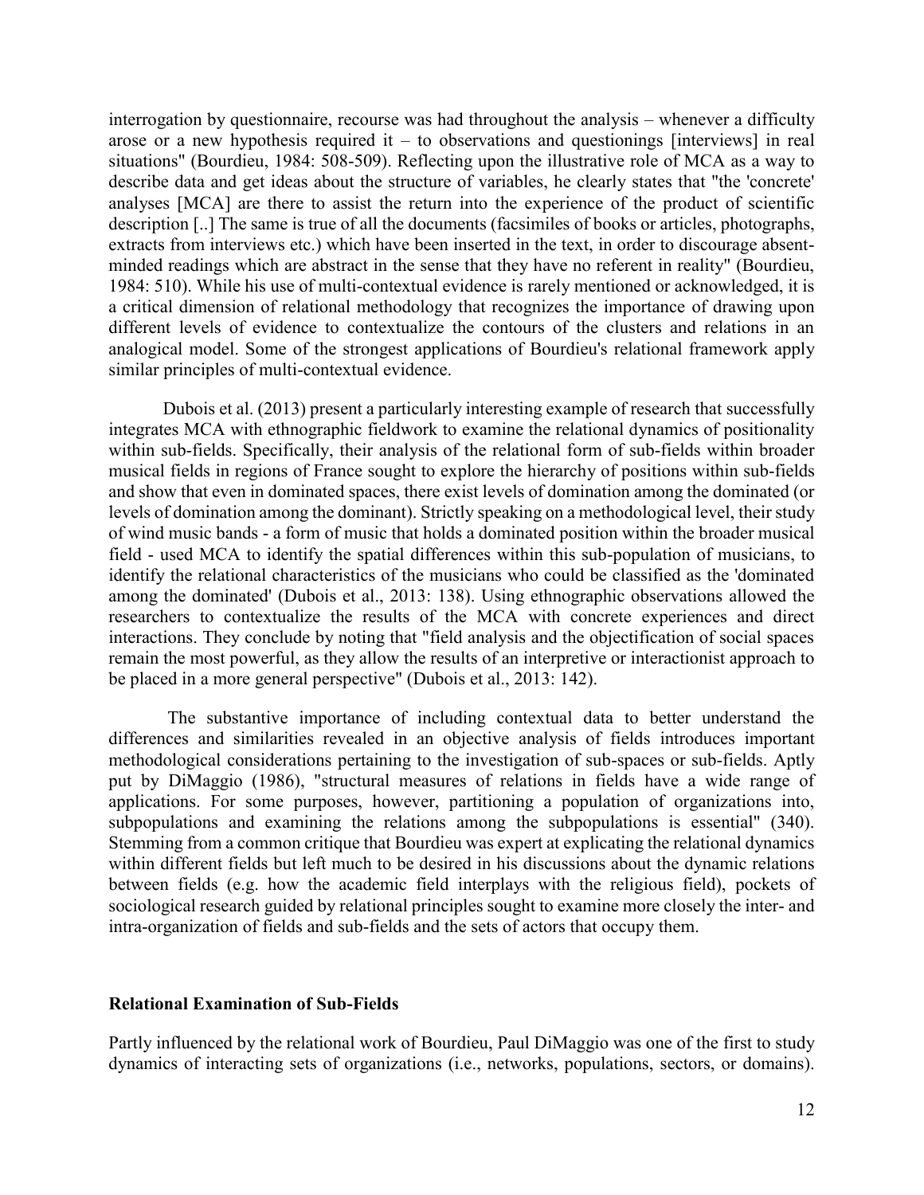interrogation by questionnaire, recourse was had throughout the analysis – whenever a difficulty arose or a new hypothesis required it – to observations and questionings [interviews] in real situations" (Bourdieu, 1984: 508-509). Reflecting upon the illustrative role of MCA as a way to describe data and get ideas about the structure of variables, he clearly states that "the 'concrete' analyses [MCA] are there to assist the return into the experience of the product of scientific description [..] The same is true of all the documents (facsimiles of books or articles, photographs, extracts from interviews etc.) which have been inserted in the text, in order to discourage absent-minded readings which are abstract in the sense that they have no referent in reality" (Bourdieu, 1984: 510). While his use of multi-contextual evidence is rarely mentioned or acknowledged, it is a critical dimension of relational methodology that recognizes the importance of drawing upon different levels of evidence to contextualize the contours of the clusters and relations in an analogical model. Some of the strongest applications of Bourdieu's relational framework apply similar principles of multi-contextual evidence.

Dubois et al. (2013) present a particularly interesting example of research that successfully integrates MCA with ethnographic fieldwork to examine the relational dynamics of positionality within sub-fields. Specifically, their analysis of the relational form of sub-fields within broader musical fields in regions of France sought to explore the hierarchy of positions within sub-fields and show that even in dominated spaces, there exist levels of domination among the dominated (or levels of domination among the dominant). Strictly speaking on a methodological level, their study of wind music bands - a form of music that holds a dominated position within the broader musical field - used MCA to identify the spatial differences within this sub-population of musicians, to identify the relational characteristics of the musicians who could be classified as the 'dominated among the dominated' (Dubois et al., 2013: 138). Using ethnographic observations allowed the researchers to contextualize the results of the MCA with concrete experiences and direct interactions. They conclude by noting that "field analysis and the objectification of social spaces remain the most powerful, as they allow the results of an interpretive or interactionist approach to be placed in a more general perspective" (Dubois et al., 2013: 142).

The substantive importance of including contextual data to better understand the differences and similarities revealed in an objective analysis of fields introduces important methodological considerations pertaining to the investigation of sub-spaces or sub-fields. Aptly put by DiMaggio (1986), "structural measures of relations in fields have a wide range of applications. For some purposes, however, partitioning a population of organizations into, subpopulations and examining the relations among the subpopulations is essential" (340). Stemming from a common critique that Bourdieu was expert at explicating the relational dynamics within different fields but left much to be desired in his discussions about the dynamic relations between fields (e.g. how the academic field interplays with the religious field), pockets of sociological research guided by relational principles sought to examine more closely the inter- and intra-organization of fields and sub-fields and the sets of actors that occupy them.

## Relational Examination of Sub-Fields

Partly influenced by the relational work of Bourdieu, Paul DiMaggio was one of the first to study dynamics of interacting sets of organizations (i.e., networks, populations, sectors, or domains).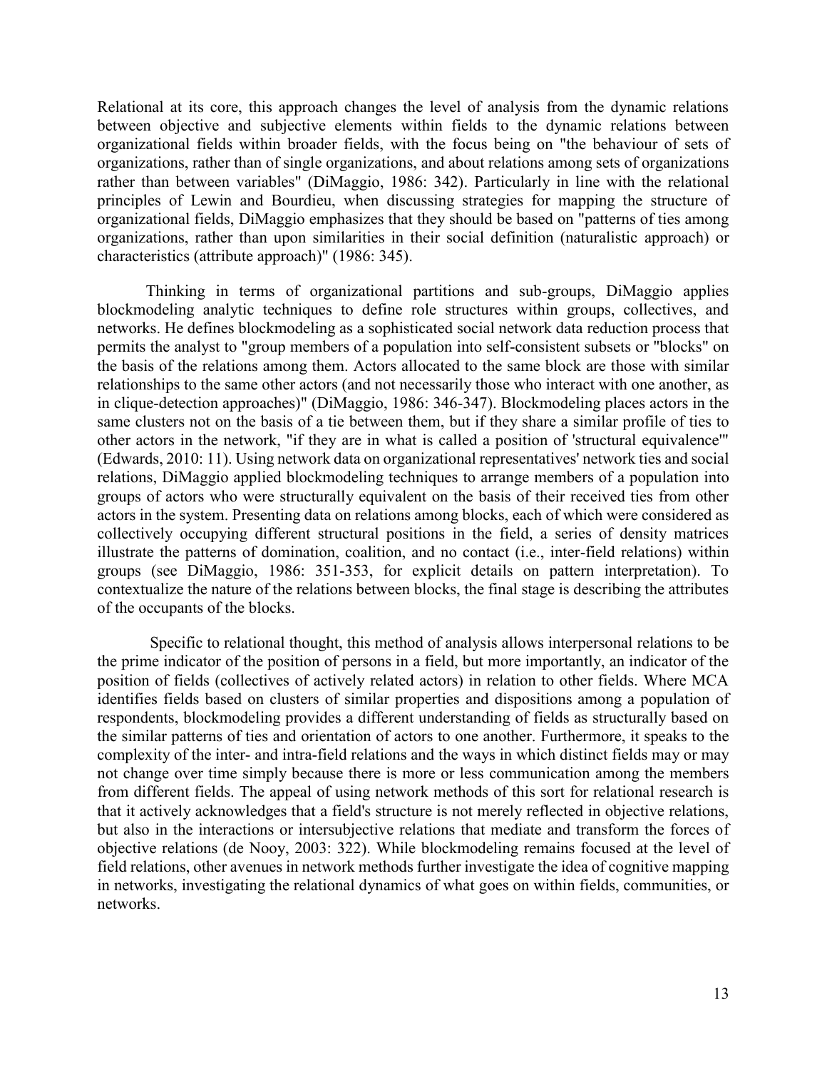Relational at its core, this approach changes the level of analysis from the dynamic relations between objective and subjective elements within fields to the dynamic relations between organizational fields within broader fields, with the focus being on "the behaviour of sets of organizations, rather than of single organizations, and about relations among sets of organizations rather than between variables" (DiMaggio, 1986: 342). Particularly in line with the relational principles of Lewin and Bourdieu, when discussing strategies for mapping the structure of organizational fields, DiMaggio emphasizes that they should be based on "patterns of ties among organizations, rather than upon similarities in their social definition (naturalistic approach) or characteristics (attribute approach)" (1986: 345).

Thinking in terms of organizational partitions and sub-groups, DiMaggio applies blockmodeling analytic techniques to define role structures within groups, collectives, and networks. He defines blockmodeling as a sophisticated social network data reduction process that permits the analyst to "group members of a population into self-consistent subsets or "blocks" on the basis of the relations among them. Actors allocated to the same block are those with similar relationships to the same other actors (and not necessarily those who interact with one another, as in clique-detection approaches)" (DiMaggio, 1986: 346-347). Blockmodeling places actors in the same clusters not on the basis of a tie between them, but if they share a similar profile of ties to other actors in the network, "if they are in what is called a position of 'structural equivalence'" (Edwards, 2010: 11). Using network data on organizational representatives' network ties and social relations, DiMaggio applied blockmodeling techniques to arrange members of a population into groups of actors who were structurally equivalent on the basis of their received ties from other actors in the system. Presenting data on relations among blocks, each of which were considered as collectively occupying different structural positions in the field, a series of density matrices illustrate the patterns of domination, coalition, and no contact (i.e., inter-field relations) within groups (see DiMaggio, 1986: 351-353, for explicit details on pattern interpretation). To contextualize the nature of the relations between blocks, the final stage is describing the attributes of the occupants of the blocks.

Specific to relational thought, this method of analysis allows interpersonal relations to be the prime indicator of the position of persons in a field, but more importantly, an indicator of the position of fields (collectives of actively related actors) in relation to other fields. Where MCA identifies fields based on clusters of similar properties and dispositions among a population of respondents, blockmodeling provides a different understanding of fields as structurally based on the similar patterns of ties and orientation of actors to one another. Furthermore, it speaks to the complexity of the inter- and intra-field relations and the ways in which distinct fields may or may not change over time simply because there is more or less communication among the members from different fields. The appeal of using network methods of this sort for relational research is that it actively acknowledges that a field's structure is not merely reflected in objective relations, but also in the interactions or intersubjective relations that mediate and transform the forces of objective relations (de Nooy, 2003: 322). While blockmodeling remains focused at the level of field relations, other avenues in network methods further investigate the idea of cognitive mapping in networks, investigating the relational dynamics of what goes on within fields, communities, or networks.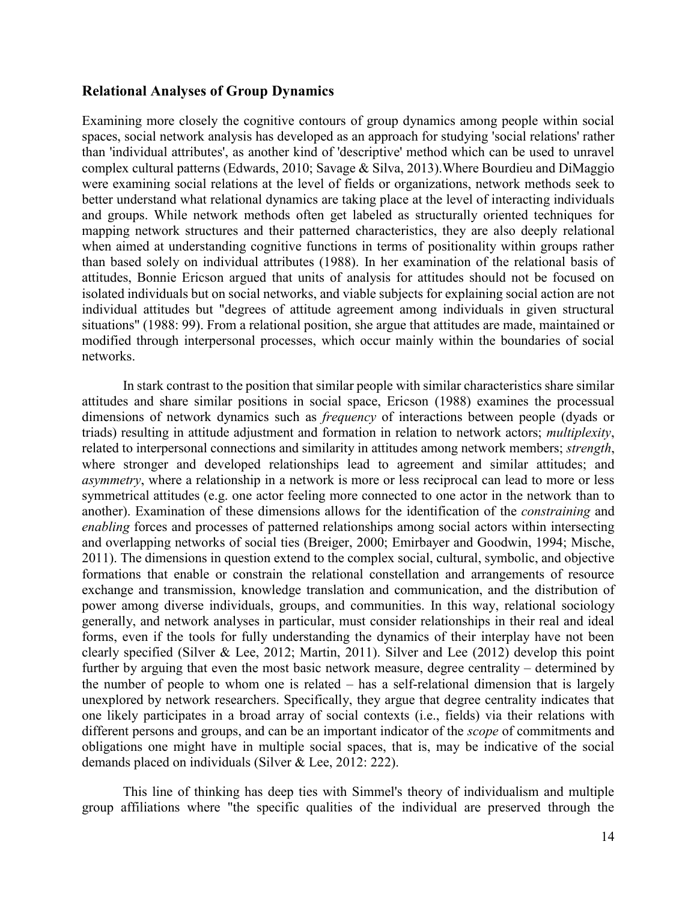## Relational Analyses of Group Dynamics

Examining more closely the cognitive contours of group dynamics among people within social spaces, social network analysis has developed as an approach for studying 'social relations' rather than 'individual attributes', as another kind of 'descriptive' method which can be used to unravel complex cultural patterns (Edwards, 2010; Savage & Silva, 2013).Where Bourdieu and DiMaggio were examining social relations at the level of fields or organizations, network methods seek to better understand what relational dynamics are taking place at the level of interacting individuals and groups. While network methods often get labeled as structurally oriented techniques for mapping network structures and their patterned characteristics, they are also deeply relational when aimed at understanding cognitive functions in terms of positionality within groups rather than based solely on individual attributes (1988). In her examination of the relational basis of attitudes, Bonnie Ericson argued that units of analysis for attitudes should not be focused on isolated individuals but on social networks, and viable subjects for explaining social action are not individual attitudes but "degrees of attitude agreement among individuals in given structural situations" (1988: 99). From a relational position, she argue that attitudes are made, maintained or modified through interpersonal processes, which occur mainly within the boundaries of social networks.

In stark contrast to the position that similar people with similar characteristics share similar attitudes and share similar positions in social space, Ericson (1988) examines the processual dimensions of network dynamics such as *frequency* of interactions between people (dyads or triads) resulting in attitude adjustment and formation in relation to network actors; *multiplexity*, related to interpersonal connections and similarity in attitudes among network members; *strength*, where stronger and developed relationships lead to agreement and similar attitudes; and *asymmetry*, where a relationship in a network is more or less reciprocal can lead to more or less symmetrical attitudes (e.g. one actor feeling more connected to one actor in the network than to another). Examination of these dimensions allows for the identification of the *constraining* and *enabling* forces and processes of patterned relationships among social actors within intersecting and overlapping networks of social ties (Breiger, 2000; Emirbayer and Goodwin, 1994; Mische, 2011). The dimensions in question extend to the complex social, cultural, symbolic, and objective formations that enable or constrain the relational constellation and arrangements of resource exchange and transmission, knowledge translation and communication, and the distribution of power among diverse individuals, groups, and communities. In this way, relational sociology generally, and network analyses in particular, must consider relationships in their real and ideal forms, even if the tools for fully understanding the dynamics of their interplay have not been clearly specified (Silver & Lee, 2012; Martin, 2011). Silver and Lee (2012) develop this point further by arguing that even the most basic network measure, degree centrality – determined by the number of people to whom one is related – has a self-relational dimension that is largely unexplored by network researchers. Specifically, they argue that degree centrality indicates that one likely participates in a broad array of social contexts (i.e., fields) via their relations with different persons and groups, and can be an important indicator of the *scope* of commitments and obligations one might have in multiple social spaces, that is, may be indicative of the social demands placed on individuals (Silver & Lee, 2012: 222).

This line of thinking has deep ties with Simmel's theory of individualism and multiple group affiliations where "the specific qualities of the individual are preserved through the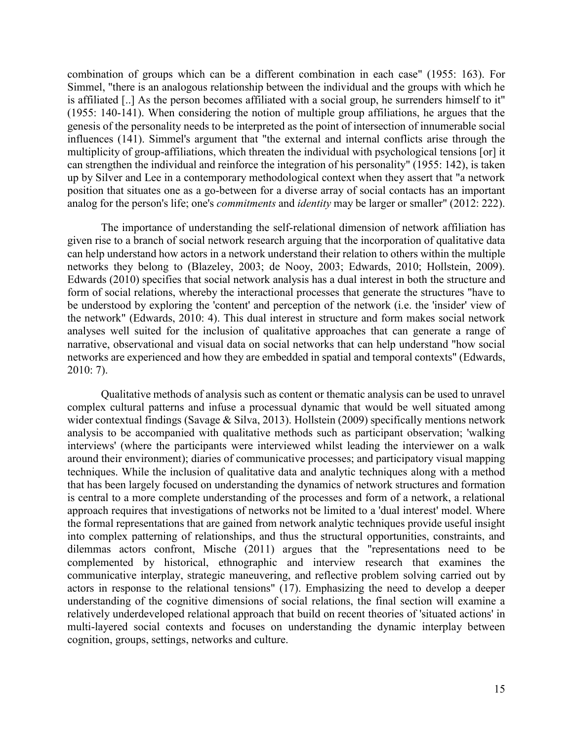combination of groups which can be a different combination in each case" (1955: 163). For Simmel, "there is an analogous relationship between the individual and the groups with which he is affiliated [..] As the person becomes affiliated with a social group, he surrenders himself to it" (1955: 140-141). When considering the notion of multiple group affiliations, he argues that the genesis of the personality needs to be interpreted as the point of intersection of innumerable social influences (141). Simmel's argument that "the external and internal conflicts arise through the multiplicity of group-affiliations, which threaten the individual with psychological tensions [or] it can strengthen the individual and reinforce the integration of his personality" (1955: 142), is taken up by Silver and Lee in a contemporary methodological context when they assert that "a network position that situates one as a go-between for a diverse array of social contacts has an important analog for the person's life; one's *commitments* and *identity* may be larger or smaller" (2012: 222).

The importance of understanding the self-relational dimension of network affiliation has given rise to a branch of social network research arguing that the incorporation of qualitative data can help understand how actors in a network understand their relation to others within the multiple networks they belong to (Blazeley, 2003; de Nooy, 2003; Edwards, 2010; Hollstein, 2009). Edwards (2010) specifies that social network analysis has a dual interest in both the structure and form of social relations, whereby the interactional processes that generate the structures "have to be understood by exploring the 'content' and perception of the network (i.e. the 'insider' view of the network" (Edwards, 2010: 4). This dual interest in structure and form makes social network analyses well suited for the inclusion of qualitative approaches that can generate a range of narrative, observational and visual data on social networks that can help understand "how social networks are experienced and how they are embedded in spatial and temporal contexts" (Edwards, 2010: 7).

Qualitative methods of analysis such as content or thematic analysis can be used to unravel complex cultural patterns and infuse a processual dynamic that would be well situated among wider contextual findings (Savage & Silva, 2013). Hollstein (2009) specifically mentions network analysis to be accompanied with qualitative methods such as participant observation; 'walking interviews' (where the participants were interviewed whilst leading the interviewer on a walk around their environment); diaries of communicative processes; and participatory visual mapping techniques. While the inclusion of qualitative data and analytic techniques along with a method that has been largely focused on understanding the dynamics of network structures and formation is central to a more complete understanding of the processes and form of a network, a relational approach requires that investigations of networks not be limited to a 'dual interest' model. Where the formal representations that are gained from network analytic techniques provide useful insight into complex patterning of relationships, and thus the structural opportunities, constraints, and dilemmas actors confront, Mische (2011) argues that the "representations need to be complemented by historical, ethnographic and interview research that examines the communicative interplay, strategic maneuvering, and reflective problem solving carried out by actors in response to the relational tensions" (17). Emphasizing the need to develop a deeper understanding of the cognitive dimensions of social relations, the final section will examine a relatively underdeveloped relational approach that build on recent theories of 'situated actions' in multi-layered social contexts and focuses on understanding the dynamic interplay between cognition, groups, settings, networks and culture.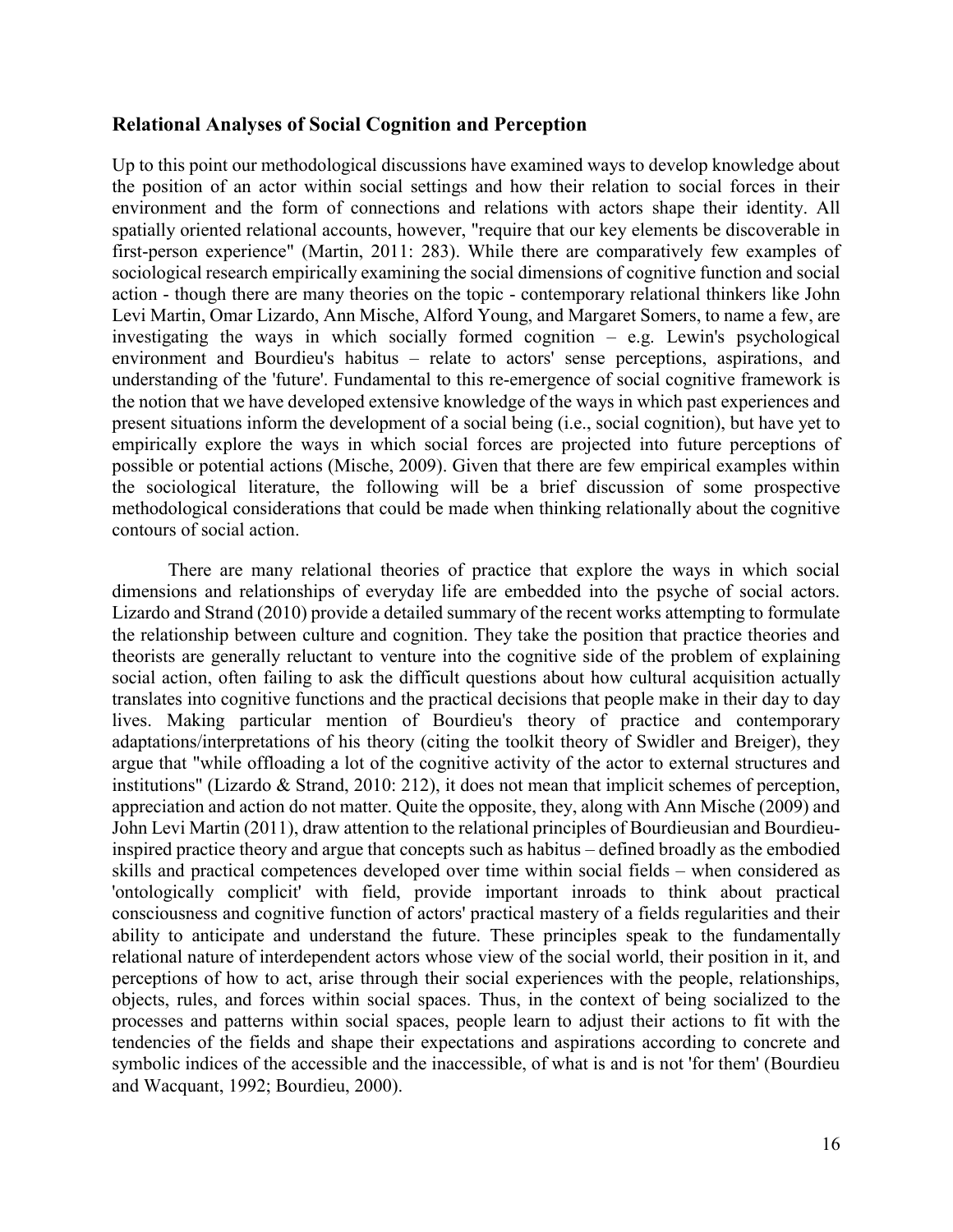## Relational Analyses of Social Cognition and Perception

Up to this point our methodological discussions have examined ways to develop knowledge about the position of an actor within social settings and how their relation to social forces in their environment and the form of connections and relations with actors shape their identity. All spatially oriented relational accounts, however, "require that our key elements be discoverable in first-person experience" (Martin, 2011: 283). While there are comparatively few examples of sociological research empirically examining the social dimensions of cognitive function and social action - though there are many theories on the topic - contemporary relational thinkers like John Levi Martin, Omar Lizardo, Ann Mische, Alford Young, and Margaret Somers, to name a few, are investigating the ways in which socially formed cognition – e.g. Lewin's psychological environment and Bourdieu's habitus – relate to actors' sense perceptions, aspirations, and understanding of the 'future'. Fundamental to this re-emergence of social cognitive framework is the notion that we have developed extensive knowledge of the ways in which past experiences and present situations inform the development of a social being (i.e., social cognition), but have yet to empirically explore the ways in which social forces are projected into future perceptions of possible or potential actions (Mische, 2009). Given that there are few empirical examples within the sociological literature, the following will be a brief discussion of some prospective methodological considerations that could be made when thinking relationally about the cognitive contours of social action.

There are many relational theories of practice that explore the ways in which social dimensions and relationships of everyday life are embedded into the psyche of social actors. Lizardo and Strand (2010) provide a detailed summary of the recent works attempting to formulate the relationship between culture and cognition. They take the position that practice theories and theorists are generally reluctant to venture into the cognitive side of the problem of explaining social action, often failing to ask the difficult questions about how cultural acquisition actually translates into cognitive functions and the practical decisions that people make in their day to day lives. Making particular mention of Bourdieu's theory of practice and contemporary adaptations/interpretations of his theory (citing the toolkit theory of Swidler and Breiger), they argue that "while offloading a lot of the cognitive activity of the actor to external structures and institutions" (Lizardo & Strand, 2010: 212), it does not mean that implicit schemes of perception, appreciation and action do not matter. Quite the opposite, they, along with Ann Mische (2009) and John Levi Martin (2011), draw attention to the relational principles of Bourdieusian and Bourdieu-inspired practice theory and argue that concepts such as habitus – defined broadly as the embodied skills and practical competences developed over time within social fields – when considered as 'ontologically complicit' with field, provide important inroads to think about practical consciousness and cognitive function of actors' practical mastery of a fields regularities and their ability to anticipate and understand the future. These principles speak to the fundamentally relational nature of interdependent actors whose view of the social world, their position in it, and perceptions of how to act, arise through their social experiences with the people, relationships, objects, rules, and forces within social spaces. Thus, in the context of being socialized to the processes and patterns within social spaces, people learn to adjust their actions to fit with the tendencies of the fields and shape their expectations and aspirations according to concrete and symbolic indices of the accessible and the inaccessible, of what is and is not 'for them' (Bourdieu and Wacquant, 1992; Bourdieu, 2000).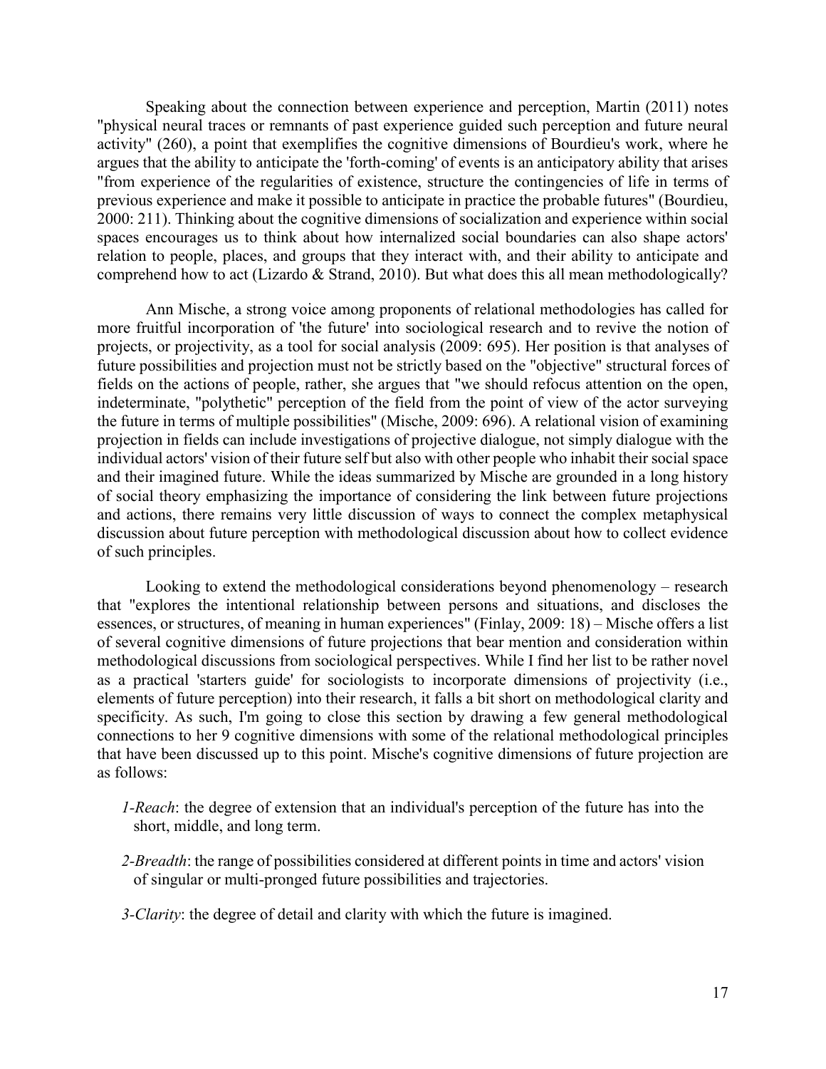Speaking about the connection between experience and perception, Martin (2011) notes "physical neural traces or remnants of past experience guided such perception and future neural activity" (260), a point that exemplifies the cognitive dimensions of Bourdieu's work, where he argues that the ability to anticipate the 'forth-coming' of events is an anticipatory ability that arises "from experience of the regularities of existence, structure the contingencies of life in terms of previous experience and make it possible to anticipate in practice the probable futures" (Bourdieu, 2000: 211). Thinking about the cognitive dimensions of socialization and experience within social spaces encourages us to think about how internalized social boundaries can also shape actors' relation to people, places, and groups that they interact with, and their ability to anticipate and comprehend how to act (Lizardo & Strand, 2010). But what does this all mean methodologically?

Ann Mische, a strong voice among proponents of relational methodologies has called for more fruitful incorporation of 'the future' into sociological research and to revive the notion of projects, or projectivity, as a tool for social analysis (2009: 695). Her position is that analyses of future possibilities and projection must not be strictly based on the "objective" structural forces of fields on the actions of people, rather, she argues that "we should refocus attention on the open, indeterminate, "polythetic" perception of the field from the point of view of the actor surveying the future in terms of multiple possibilities" (Mische, 2009: 696). A relational vision of examining projection in fields can include investigations of projective dialogue, not simply dialogue with the individual actors' vision of their future self but also with other people who inhabit their social space and their imagined future. While the ideas summarized by Mische are grounded in a long history of social theory emphasizing the importance of considering the link between future projections and actions, there remains very little discussion of ways to connect the complex metaphysical discussion about future perception with methodological discussion about how to collect evidence of such principles.

Looking to extend the methodological considerations beyond phenomenology – research that "explores the intentional relationship between persons and situations, and discloses the essences, or structures, of meaning in human experiences" (Finlay, 2009: 18) – Mische offers a list of several cognitive dimensions of future projections that bear mention and consideration within methodological discussions from sociological perspectives. While I find her list to be rather novel as a practical 'starters guide' for sociologists to incorporate dimensions of projectivity (i.e., elements of future perception) into their research, it falls a bit short on methodological clarity and specificity. As such, I'm going to close this section by drawing a few general methodological connections to her 9 cognitive dimensions with some of the relational methodological principles that have been discussed up to this point. Mische's cognitive dimensions of future projection are as follows:

*1-Reach*: the degree of extension that an individual's perception of the future has into the short, middle, and long term.

*2-Breadth*: the range of possibilities considered at different points in time and actors' vision of singular or multi-pronged future possibilities and trajectories.

*3-Clarity*: the degree of detail and clarity with which the future is imagined.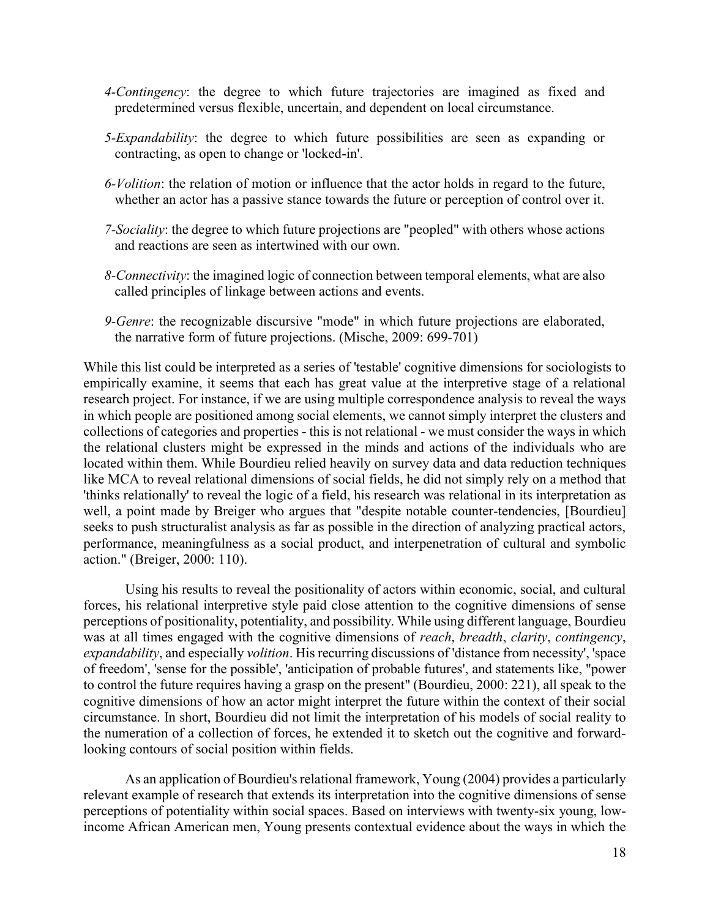*4-Contingency*: the degree to which future trajectories are imagined as fixed and predetermined versus flexible, uncertain, and dependent on local circumstance.

*5-Expandability*: the degree to which future possibilities are seen as expanding or contracting, as open to change or 'locked-in'.

*6-Volition*: the relation of motion or influence that the actor holds in regard to the future, whether an actor has a passive stance towards the future or perception of control over it.

*7-Sociality*: the degree to which future projections are "peopled" with others whose actions and reactions are seen as intertwined with our own.

*8-Connectivity*: the imagined logic of connection between temporal elements, what are also called principles of linkage between actions and events.

*9-Genre*: the recognizable discursive "mode" in which future projections are elaborated, the narrative form of future projections. (Mische, 2009: 699-701)

While this list could be interpreted as a series of 'testable' cognitive dimensions for sociologists to empirically examine, it seems that each has great value at the interpretive stage of a relational research project. For instance, if we are using multiple correspondence analysis to reveal the ways in which people are positioned among social elements, we cannot simply interpret the clusters and collections of categories and properties - this is not relational - we must consider the ways in which the relational clusters might be expressed in the minds and actions of the individuals who are located within them. While Bourdieu relied heavily on survey data and data reduction techniques like MCA to reveal relational dimensions of social fields, he did not simply rely on a method that 'thinks relationally' to reveal the logic of a field, his research was relational in its interpretation as well, a point made by Breiger who argues that "despite notable counter-tendencies, [Bourdieu] seeks to push structuralist analysis as far as possible in the direction of analyzing practical actors, performance, meaningfulness as a social product, and interpenetration of cultural and symbolic action." (Breiger, 2000: 110).

Using his results to reveal the positionality of actors within economic, social, and cultural forces, his relational interpretive style paid close attention to the cognitive dimensions of sense perceptions of positionality, potentiality, and possibility. While using different language, Bourdieu was at all times engaged with the cognitive dimensions of *reach*, *breadth*, *clarity*, *contingency*, *expandability*, and especially *volition*. His recurring discussions of 'distance from necessity', 'space of freedom', 'sense for the possible', 'anticipation of probable futures', and statements like, "power to control the future requires having a grasp on the present" (Bourdieu, 2000: 221), all speak to the cognitive dimensions of how an actor might interpret the future within the context of their social circumstance. In short, Bourdieu did not limit the interpretation of his models of social reality to the numeration of a collection of forces, he extended it to sketch out the cognitive and forward-looking contours of social position within fields.

As an application of Bourdieu's relational framework, Young (2004) provides a particularly relevant example of research that extends its interpretation into the cognitive dimensions of sense perceptions of potentiality within social spaces. Based on interviews with twenty-six young, low-income African American men, Young presents contextual evidence about the ways in which the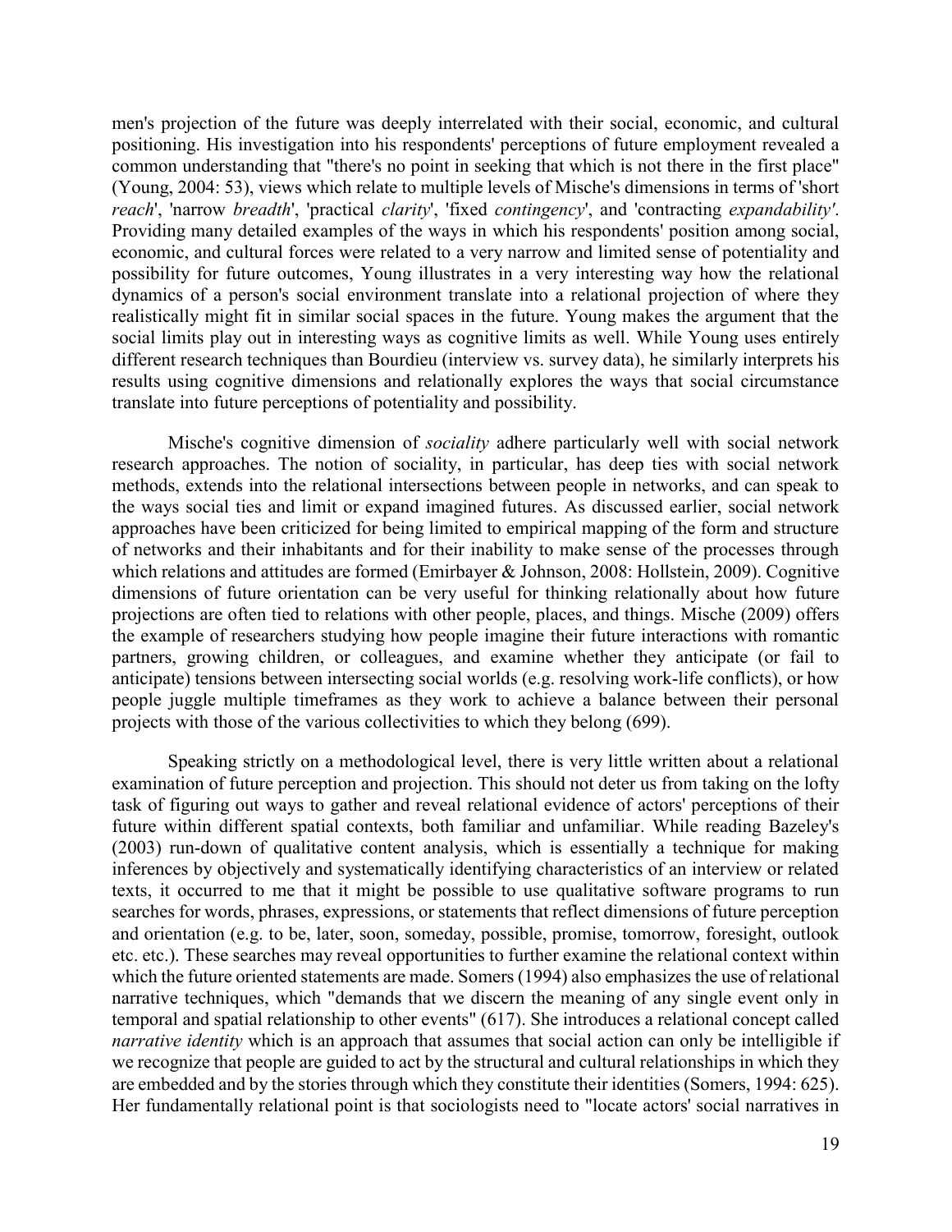men's projection of the future was deeply interrelated with their social, economic, and cultural positioning. His investigation into his respondents' perceptions of future employment revealed a common understanding that "there's no point in seeking that which is not there in the first place" (Young, 2004: 53), views which relate to multiple levels of Mische's dimensions in terms of 'short *reach*', 'narrow *breadth*', 'practical *clarity*', 'fixed *contingency*', and 'contracting *expandability'*. Providing many detailed examples of the ways in which his respondents' position among social, economic, and cultural forces were related to a very narrow and limited sense of potentiality and possibility for future outcomes, Young illustrates in a very interesting way how the relational dynamics of a person's social environment translate into a relational projection of where they realistically might fit in similar social spaces in the future. Young makes the argument that the social limits play out in interesting ways as cognitive limits as well. While Young uses entirely different research techniques than Bourdieu (interview vs. survey data), he similarly interprets his results using cognitive dimensions and relationally explores the ways that social circumstance translate into future perceptions of potentiality and possibility.

Mische's cognitive dimension of *sociality* adhere particularly well with social network research approaches. The notion of sociality, in particular, has deep ties with social network methods, extends into the relational intersections between people in networks, and can speak to the ways social ties and limit or expand imagined futures. As discussed earlier, social network approaches have been criticized for being limited to empirical mapping of the form and structure of networks and their inhabitants and for their inability to make sense of the processes through which relations and attitudes are formed (Emirbayer & Johnson, 2008: Hollstein, 2009). Cognitive dimensions of future orientation can be very useful for thinking relationally about how future projections are often tied to relations with other people, places, and things. Mische (2009) offers the example of researchers studying how people imagine their future interactions with romantic partners, growing children, or colleagues, and examine whether they anticipate (or fail to anticipate) tensions between intersecting social worlds (e.g. resolving work-life conflicts), or how people juggle multiple timeframes as they work to achieve a balance between their personal projects with those of the various collectivities to which they belong (699).

Speaking strictly on a methodological level, there is very little written about a relational examination of future perception and projection. This should not deter us from taking on the lofty task of figuring out ways to gather and reveal relational evidence of actors' perceptions of their future within different spatial contexts, both familiar and unfamiliar. While reading Bazeley's (2003) run-down of qualitative content analysis, which is essentially a technique for making inferences by objectively and systematically identifying characteristics of an interview or related texts, it occurred to me that it might be possible to use qualitative software programs to run searches for words, phrases, expressions, or statements that reflect dimensions of future perception and orientation (e.g. to be, later, soon, someday, possible, promise, tomorrow, foresight, outlook etc. etc.). These searches may reveal opportunities to further examine the relational context within which the future oriented statements are made. Somers (1994) also emphasizes the use of relational narrative techniques, which "demands that we discern the meaning of any single event only in temporal and spatial relationship to other events" (617). She introduces a relational concept called *narrative identity* which is an approach that assumes that social action can only be intelligible if we recognize that people are guided to act by the structural and cultural relationships in which they are embedded and by the stories through which they constitute their identities (Somers, 1994: 625). Her fundamentally relational point is that sociologists need to "locate actors' social narratives in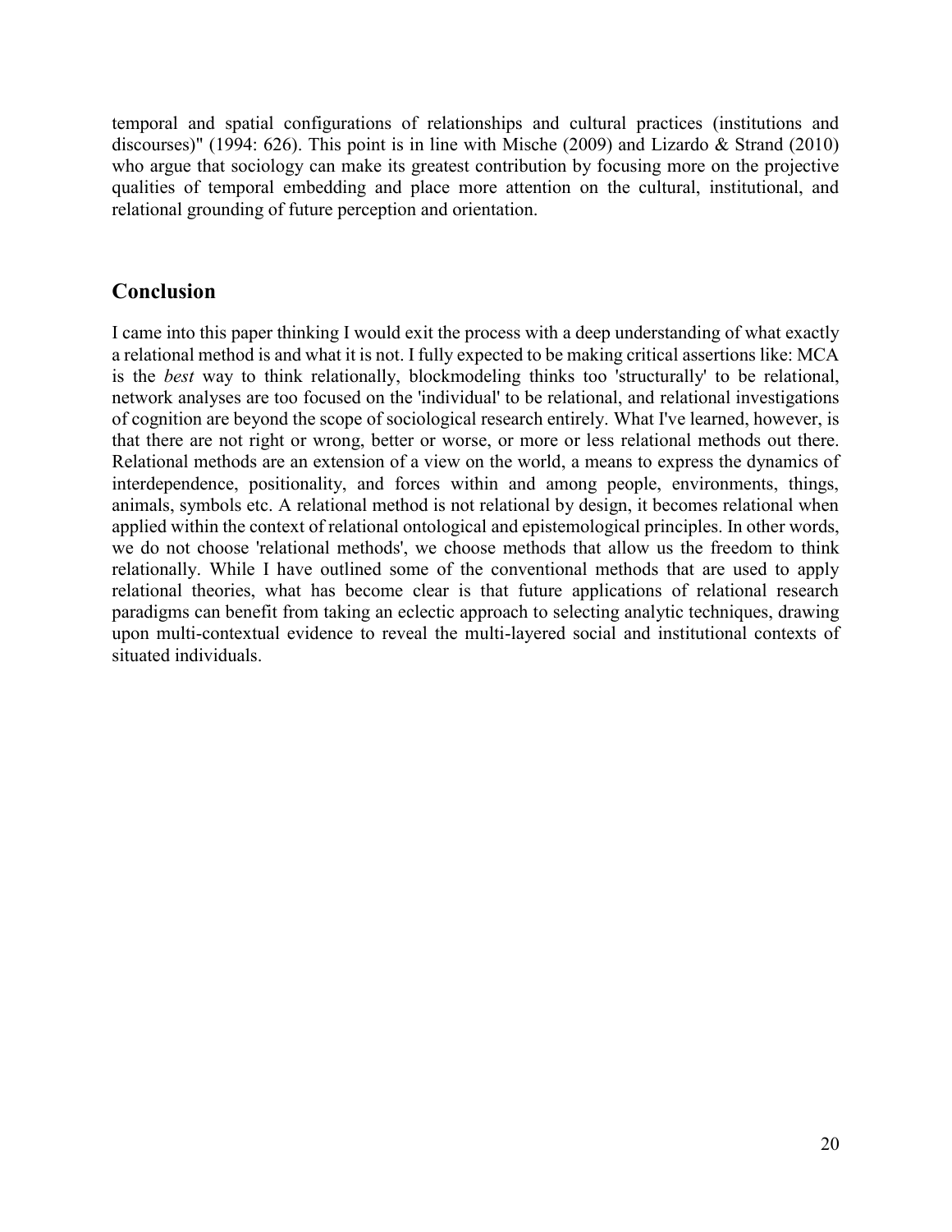temporal and spatial configurations of relationships and cultural practices (institutions and discourses)" (1994: 626). This point is in line with Mische (2009) and Lizardo & Strand (2010) who argue that sociology can make its greatest contribution by focusing more on the projective qualities of temporal embedding and place more attention on the cultural, institutional, and relational grounding of future perception and orientation.

## Conclusion

I came into this paper thinking I would exit the process with a deep understanding of what exactly a relational method is and what it is not. I fully expected to be making critical assertions like: MCA is the *best* way to think relationally, blockmodeling thinks too 'structurally' to be relational, network analyses are too focused on the 'individual' to be relational, and relational investigations of cognition are beyond the scope of sociological research entirely. What I've learned, however, is that there are not right or wrong, better or worse, or more or less relational methods out there. Relational methods are an extension of a view on the world, a means to express the dynamics of interdependence, positionality, and forces within and among people, environments, things, animals, symbols etc. A relational method is not relational by design, it becomes relational when applied within the context of relational ontological and epistemological principles. In other words, we do not choose 'relational methods', we choose methods that allow us the freedom to think relationally. While I have outlined some of the conventional methods that are used to apply relational theories, what has become clear is that future applications of relational research paradigms can benefit from taking an eclectic approach to selecting analytic techniques, drawing upon multi-contextual evidence to reveal the multi-layered social and institutional contexts of situated individuals.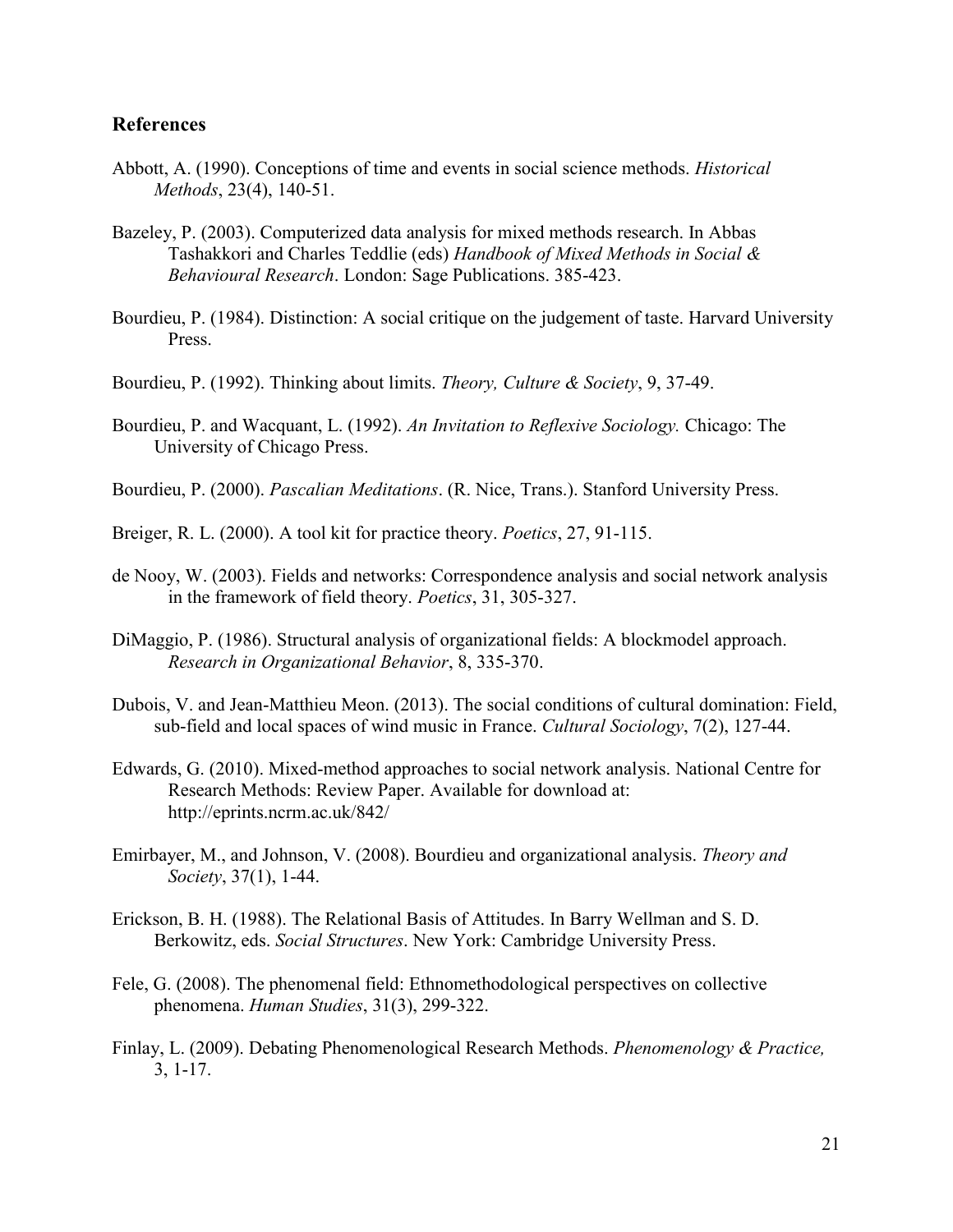## References

Abbott, A. (1990). Conceptions of time and events in social science methods. *Historical Methods*, 23(4), 140-51.

Bazeley, P. (2003). Computerized data analysis for mixed methods research. In Abbas Tashakkori and Charles Teddlie (eds) *Handbook of Mixed Methods in Social & Behavioural Research*. London: Sage Publications. 385-423.

Bourdieu, P. (1984). Distinction: A social critique on the judgement of taste. Harvard University Press.

Bourdieu, P. (1992). Thinking about limits. *Theory, Culture & Society*, 9, 37-49.

Bourdieu, P. and Wacquant, L. (1992). *An Invitation to Reflexive Sociology.* Chicago: The University of Chicago Press.

Bourdieu, P. (2000). *Pascalian Meditations*. (R. Nice, Trans.). Stanford University Press.

Breiger, R. L. (2000). A tool kit for practice theory. *Poetics*, 27, 91-115.

de Nooy, W. (2003). Fields and networks: Correspondence analysis and social network analysis in the framework of field theory. *Poetics*, 31, 305-327.

DiMaggio, P. (1986). Structural analysis of organizational fields: A blockmodel approach. *Research in Organizational Behavior*, 8, 335-370.

Dubois, V. and Jean-Matthieu Meon. (2013). The social conditions of cultural domination: Field, sub-field and local spaces of wind music in France. *Cultural Sociology*, 7(2), 127-44.

Edwards, G. (2010). Mixed-method approaches to social network analysis. National Centre for Research Methods: Review Paper. Available for download at: http://eprints.ncrm.ac.uk/842/

Emirbayer, M., and Johnson, V. (2008). Bourdieu and organizational analysis. *Theory and Society*, 37(1), 1-44.

Erickson, B. H. (1988). The Relational Basis of Attitudes. In Barry Wellman and S. D. Berkowitz, eds. *Social Structures*. New York: Cambridge University Press.

Fele, G. (2008). The phenomenal field: Ethnomethodological perspectives on collective phenomena. *Human Studies*, 31(3), 299-322.

Finlay, L. (2009). Debating Phenomenological Research Methods. *Phenomenology & Practice,* 3, 1-17.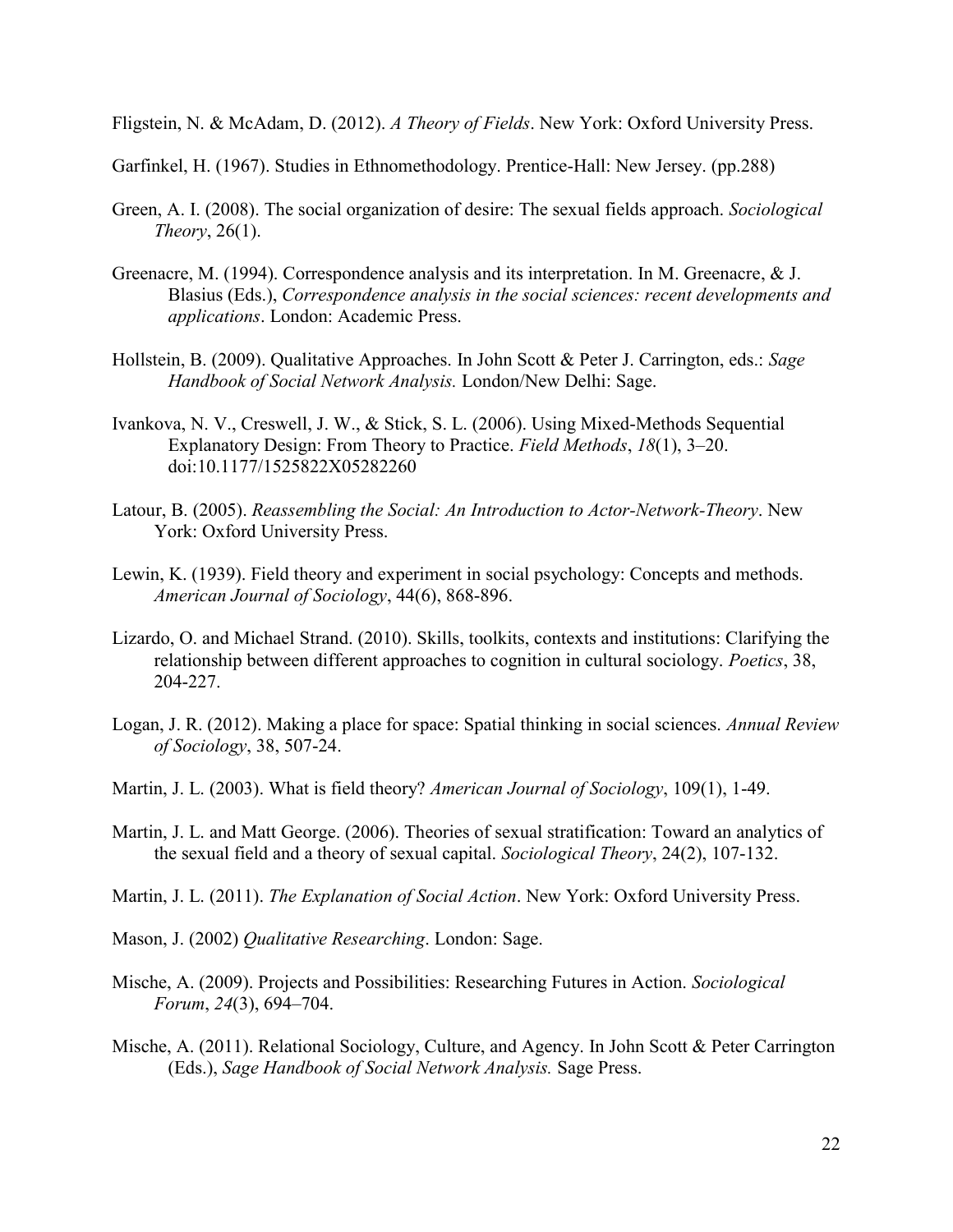Fligstein, N. & McAdam, D. (2012). *A Theory of Fields*. New York: Oxford University Press.

Garfinkel, H. (1967). Studies in Ethnomethodology. Prentice-Hall: New Jersey. (pp.288)

Green, A. I. (2008). The social organization of desire: The sexual fields approach. *Sociological Theory*, 26(1).

Greenacre, M. (1994). Correspondence analysis and its interpretation. In M. Greenacre, & J. Blasius (Eds.), *Correspondence analysis in the social sciences: recent developments and applications*. London: Academic Press.

Hollstein, B. (2009). Qualitative Approaches. In John Scott & Peter J. Carrington, eds.: *Sage Handbook of Social Network Analysis.* London/New Delhi: Sage.

Ivankova, N. V., Creswell, J. W., & Stick, S. L. (2006). Using Mixed-Methods Sequential Explanatory Design: From Theory to Practice. *Field Methods*, *18*(1), 3–20. doi:10.1177/1525822X05282260

Latour, B. (2005). *Reassembling the Social: An Introduction to Actor-Network-Theory*. New York: Oxford University Press.

Lewin, K. (1939). Field theory and experiment in social psychology: Concepts and methods. *American Journal of Sociology*, 44(6), 868-896.

Lizardo, O. and Michael Strand. (2010). Skills, toolkits, contexts and institutions: Clarifying the relationship between different approaches to cognition in cultural sociology. *Poetics*, 38, 204-227.

Logan, J. R. (2012). Making a place for space: Spatial thinking in social sciences. *Annual Review of Sociology*, 38, 507-24.

Martin, J. L. (2003). What is field theory? *American Journal of Sociology*, 109(1), 1-49.

Martin, J. L. and Matt George. (2006). Theories of sexual stratification: Toward an analytics of the sexual field and a theory of sexual capital. *Sociological Theory*, 24(2), 107-132.

Martin, J. L. (2011). *The Explanation of Social Action*. New York: Oxford University Press.

Mason, J. (2002) *Qualitative Researching*. London: Sage.

Mische, A. (2009). Projects and Possibilities: Researching Futures in Action. *Sociological Forum*, *24*(3), 694–704.

Mische, A. (2011). Relational Sociology, Culture, and Agency. In John Scott & Peter Carrington (Eds.), *Sage Handbook of Social Network Analysis.* Sage Press.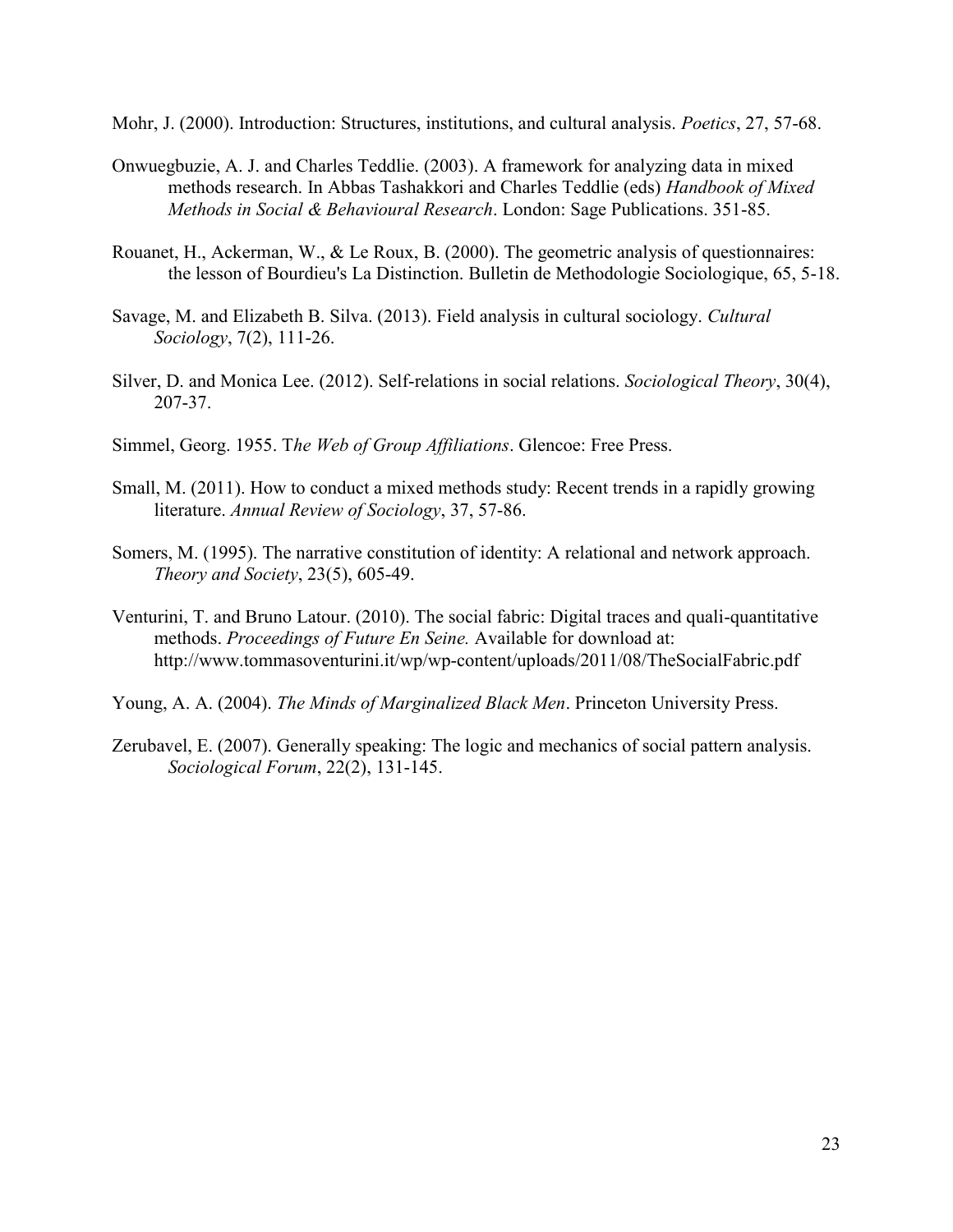Mohr, J. (2000). Introduction: Structures, institutions, and cultural analysis. *Poetics*, 27, 57-68.

Onwuegbuzie, A. J. and Charles Teddlie. (2003). A framework for analyzing data in mixed methods research. In Abbas Tashakkori and Charles Teddlie (eds) *Handbook of Mixed Methods in Social & Behavioural Research*. London: Sage Publications. 351-85.

Rouanet, H., Ackerman, W., & Le Roux, B. (2000). The geometric analysis of questionnaires: the lesson of Bourdieu's La Distinction. Bulletin de Methodologie Sociologique, 65, 5-18.

Savage, M. and Elizabeth B. Silva. (2013). Field analysis in cultural sociology. *Cultural Sociology*, 7(2), 111-26.

Silver, D. and Monica Lee. (2012). Self-relations in social relations. *Sociological Theory*, 30(4), 207-37.

Simmel, Georg. 1955. T*he Web of Group Affiliations*. Glencoe: Free Press.

Small, M. (2011). How to conduct a mixed methods study: Recent trends in a rapidly growing literature. *Annual Review of Sociology*, 37, 57-86.

Somers, M. (1995). The narrative constitution of identity: A relational and network approach. *Theory and Society*, 23(5), 605-49.

Venturini, T. and Bruno Latour. (2010). The social fabric: Digital traces and quali-quantitative methods. *Proceedings of Future En Seine.* Available for download at: http://www.tommasoventurini.it/wp/wp-content/uploads/2011/08/TheSocialFabric.pdf

Young, A. A. (2004). *The Minds of Marginalized Black Men*. Princeton University Press.

Zerubavel, E. (2007). Generally speaking: The logic and mechanics of social pattern analysis. *Sociological Forum*, 22(2), 131-145.